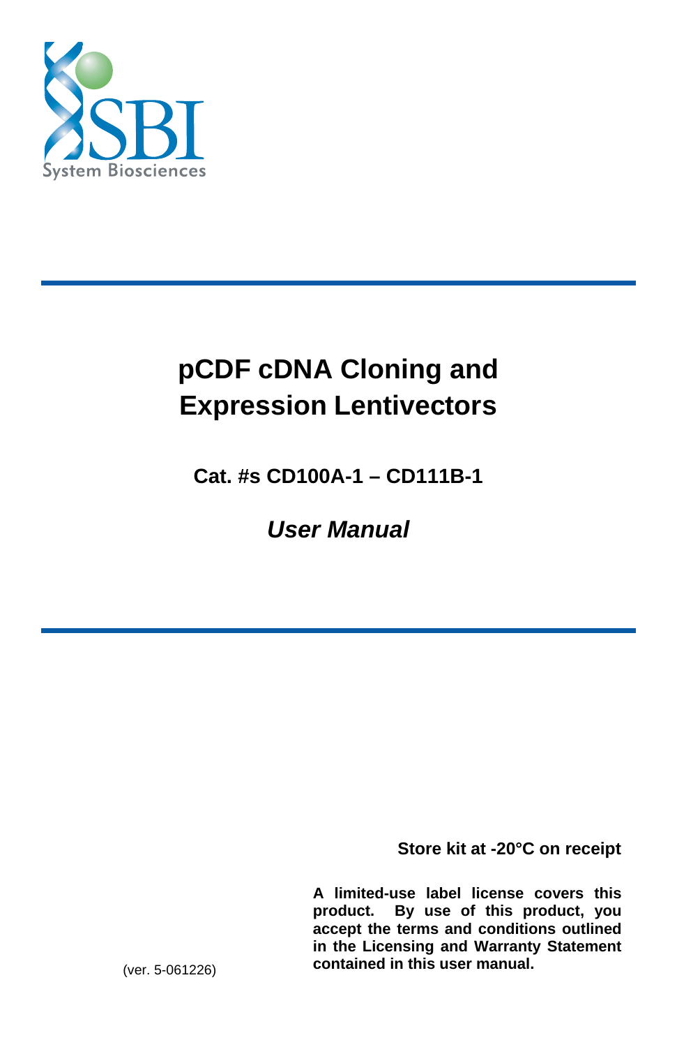System Biosciences

# pCDF cDNA Cloning and Expression Lentivectors

**Cat. #s CD100A-1 – CD111B-1**

***User Manual***

**Store kit at -20°C on receipt**

**A limited-use label license covers this product. By use of this product, you accept the terms and conditions outlined in the Licensing and Warranty Statement contained in this user manual.**

(ver. 5-061226)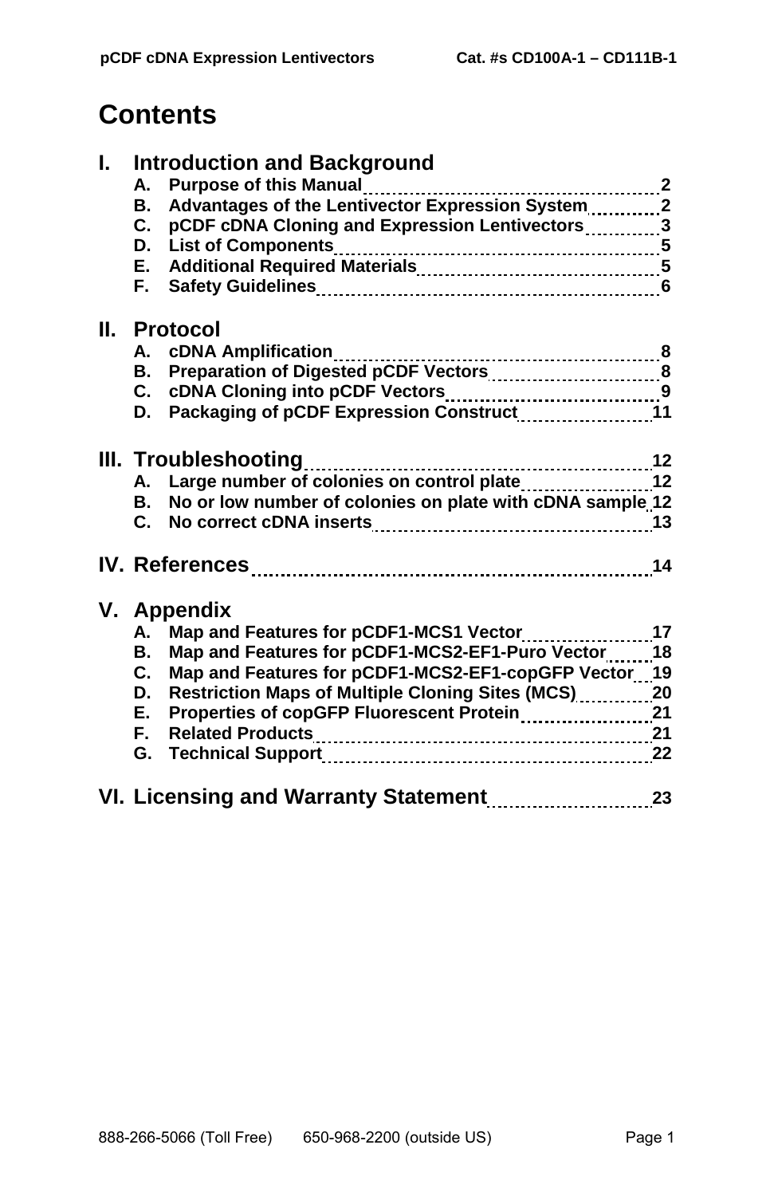# Contents

## I. Introduction and Background

- A. Purpose of this Manual ... 2
- B. Advantages of the Lentivector Expression System ... 2
- C. pCDF cDNA Cloning and Expression Lentivectors ... 3
- D. List of Components ... 5
- E. Additional Required Materials ... 5
- F. Safety Guidelines ... 6

## II. Protocol

- A. cDNA Amplification ... 8
- B. Preparation of Digested pCDF Vectors ... 8
- C. cDNA Cloning into pCDF Vectors ... 9
- D. Packaging of pCDF Expression Construct ... 11

## III. Troubleshooting ... 12

- A. Large number of colonies on control plate ... 12
- B. No or low number of colonies on plate with cDNA sample ... 12
- C. No correct cDNA inserts ... 13

## IV. References ... 14

## V. Appendix

- A. Map and Features for pCDF1-MCS1 Vector ... 17
- B. Map and Features for pCDF1-MCS2-EF1-Puro Vector ... 18
- C. Map and Features for pCDF1-MCS2-EF1-copGFP Vector ... 19
- D. Restriction Maps of Multiple Cloning Sites (MCS) ... 20
- E. Properties of copGFP Fluorescent Protein ... 21
- F. Related Products ... 21
- G. Technical Support ... 22

## VI. Licensing and Warranty Statement ... 23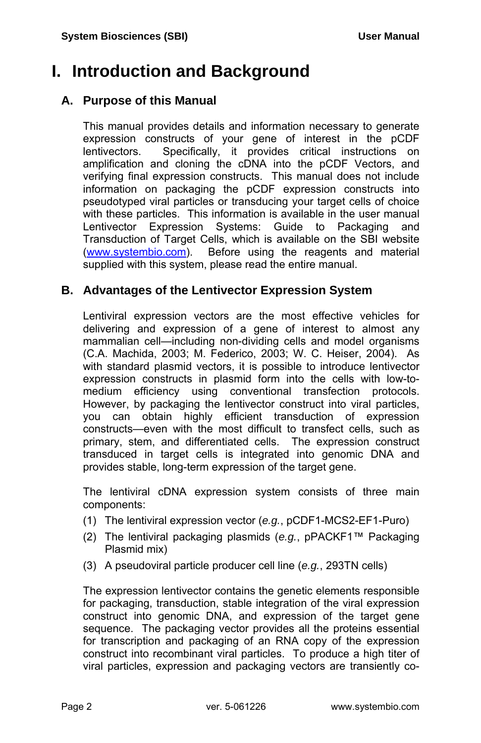# I. Introduction and Background

## A. Purpose of this Manual

This manual provides details and information necessary to generate expression constructs of your gene of interest in the pCDF lentivectors. Specifically, it provides critical instructions on amplification and cloning the cDNA into the pCDF Vectors, and verifying final expression constructs. This manual does not include information on packaging the pCDF expression constructs into pseudotyped viral particles or transducing your target cells of choice with these particles. This information is available in the user manual Lentivector Expression Systems: Guide to Packaging and Transduction of Target Cells, which is available on the SBI website (www.systembio.com). Before using the reagents and material supplied with this system, please read the entire manual.

## B. Advantages of the Lentivector Expression System

Lentiviral expression vectors are the most effective vehicles for delivering and expression of a gene of interest to almost any mammalian cell—including non-dividing cells and model organisms (C.A. Machida, 2003; M. Federico, 2003; W. C. Heiser, 2004). As with standard plasmid vectors, it is possible to introduce lentivector expression constructs in plasmid form into the cells with low-to-medium efficiency using conventional transfection protocols. However, by packaging the lentivector construct into viral particles, you can obtain highly efficient transduction of expression constructs—even with the most difficult to transfect cells, such as primary, stem, and differentiated cells. The expression construct transduced in target cells is integrated into genomic DNA and provides stable, long-term expression of the target gene.

The lentiviral cDNA expression system consists of three main components:

(1) The lentiviral expression vector (*e.g.*, pCDF1-MCS2-EF1-Puro)

(2) The lentiviral packaging plasmids (*e.g.*, pPACKF1™ Packaging Plasmid mix)

(3) A pseudoviral particle producer cell line (*e.g.*, 293TN cells)

The expression lentivector contains the genetic elements responsible for packaging, transduction, stable integration of the viral expression construct into genomic DNA, and expression of the target gene sequence. The packaging vector provides all the proteins essential for transcription and packaging of an RNA copy of the expression construct into recombinant viral particles. To produce a high titer of viral particles, expression and packaging vectors are transiently co-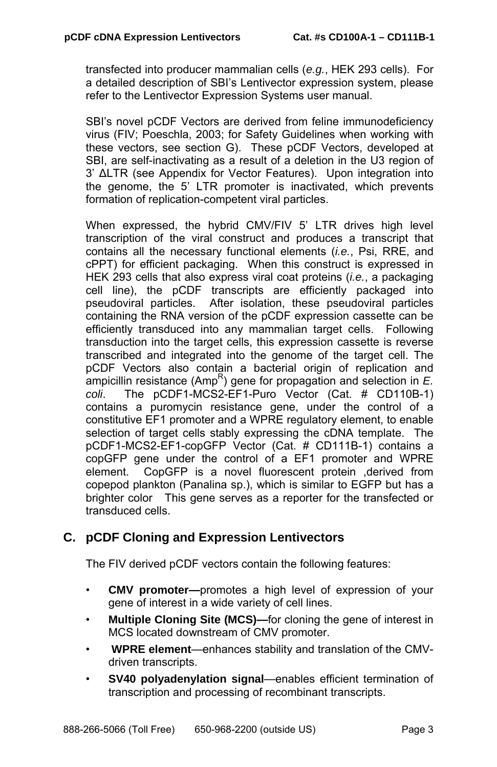transfected into producer mammalian cells (*e.g.*, HEK 293 cells). For a detailed description of SBI's Lentivector expression system, please refer to the Lentivector Expression Systems user manual.

SBI's novel pCDF Vectors are derived from feline immunodeficiency virus (FIV; Poeschla, 2003; for Safety Guidelines when working with these vectors, see section G). These pCDF Vectors, developed at SBI, are self-inactivating as a result of a deletion in the U3 region of 3' ΔLTR (see Appendix for Vector Features). Upon integration into the genome, the 5' LTR promoter is inactivated, which prevents formation of replication-competent viral particles.

When expressed, the hybrid CMV/FIV 5' LTR drives high level transcription of the viral construct and produces a transcript that contains all the necessary functional elements (*i.e.*, Psi, RRE, and cPPT) for efficient packaging. When this construct is expressed in HEK 293 cells that also express viral coat proteins (*i.e.*, a packaging cell line), the pCDF transcripts are efficiently packaged into pseudoviral particles. After isolation, these pseudoviral particles containing the RNA version of the pCDF expression cassette can be efficiently transduced into any mammalian target cells. Following transduction into the target cells, this expression cassette is reverse transcribed and integrated into the genome of the target cell. The pCDF Vectors also contain a bacterial origin of replication and ampicillin resistance (Amp$^R$) gene for propagation and selection in *E. coli*. The pCDF1-MCS2-EF1-Puro Vector (Cat. # CD110B-1) contains a puromycin resistance gene, under the control of a constitutive EF1 promoter and a WPRE regulatory element, to enable selection of target cells stably expressing the cDNA template. The pCDF1-MCS2-EF1-copGFP Vector (Cat. # CD111B-1) contains a copGFP gene under the control of a EF1 promoter and WPRE element. CopGFP is a novel fluorescent protein ,derived from copepod plankton (Panalina sp.), which is similar to EGFP but has a brighter color This gene serves as a reporter for the transfected or transduced cells.

## C. pCDF Cloning and Expression Lentivectors

The FIV derived pCDF vectors contain the following features:

- **CMV promoter—**promotes a high level of expression of your gene of interest in a wide variety of cell lines.
- **Multiple Cloning Site (MCS)—**for cloning the gene of interest in MCS located downstream of CMV promoter.
- **WPRE element**—enhances stability and translation of the CMV-driven transcripts.
- **SV40 polyadenylation signal**—enables efficient termination of transcription and processing of recombinant transcripts.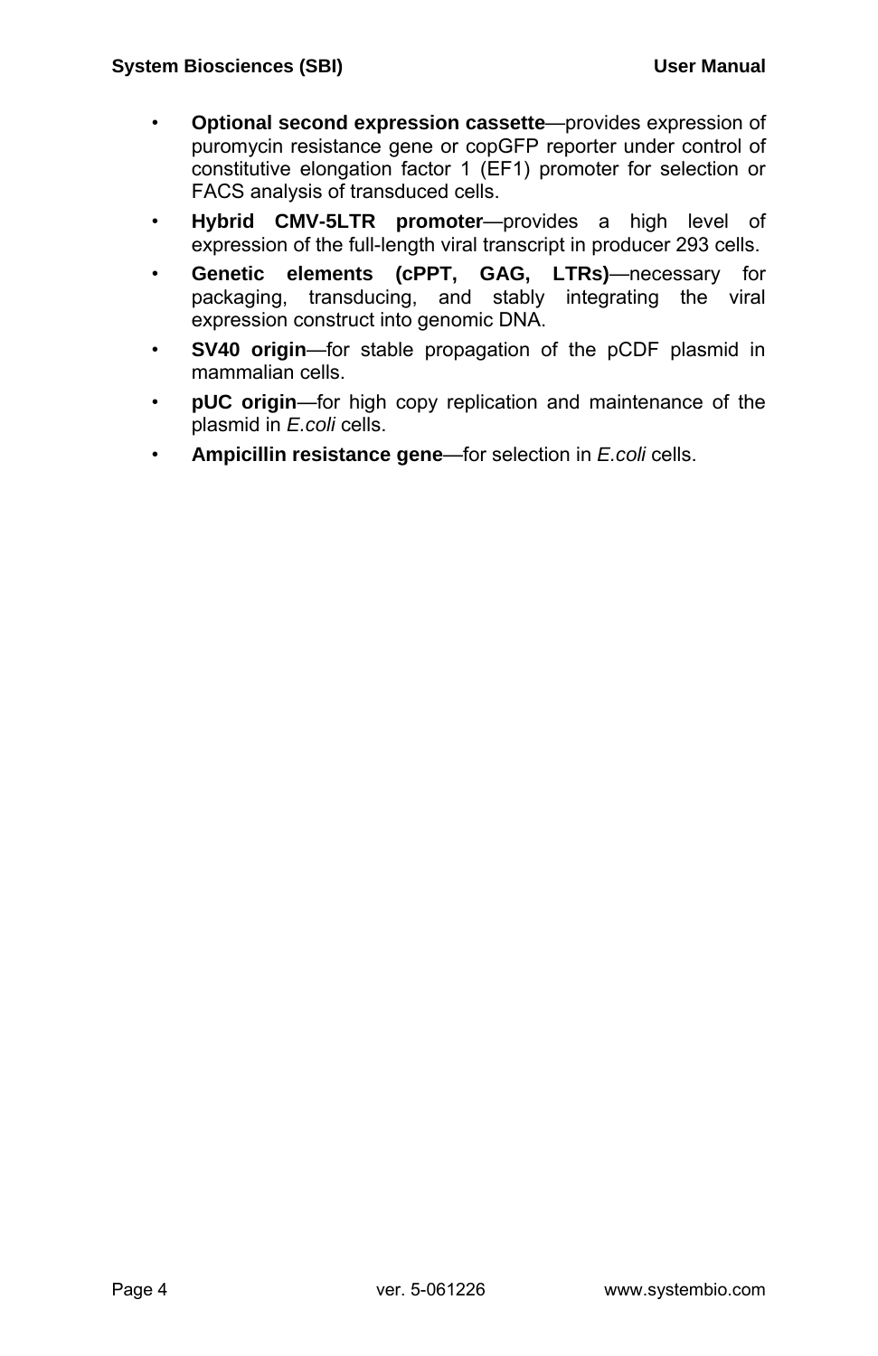- **Optional second expression cassette**—provides expression of puromycin resistance gene or copGFP reporter under control of constitutive elongation factor 1 (EF1) promoter for selection or FACS analysis of transduced cells.
- **Hybrid CMV-5LTR promoter**—provides a high level of expression of the full-length viral transcript in producer 293 cells.
- **Genetic elements (cPPT, GAG, LTRs)**—necessary for packaging, transducing, and stably integrating the viral expression construct into genomic DNA.
- **SV40 origin**—for stable propagation of the pCDF plasmid in mammalian cells.
- **pUC origin**—for high copy replication and maintenance of the plasmid in *E.coli* cells.
- **Ampicillin resistance gene**—for selection in *E.coli* cells.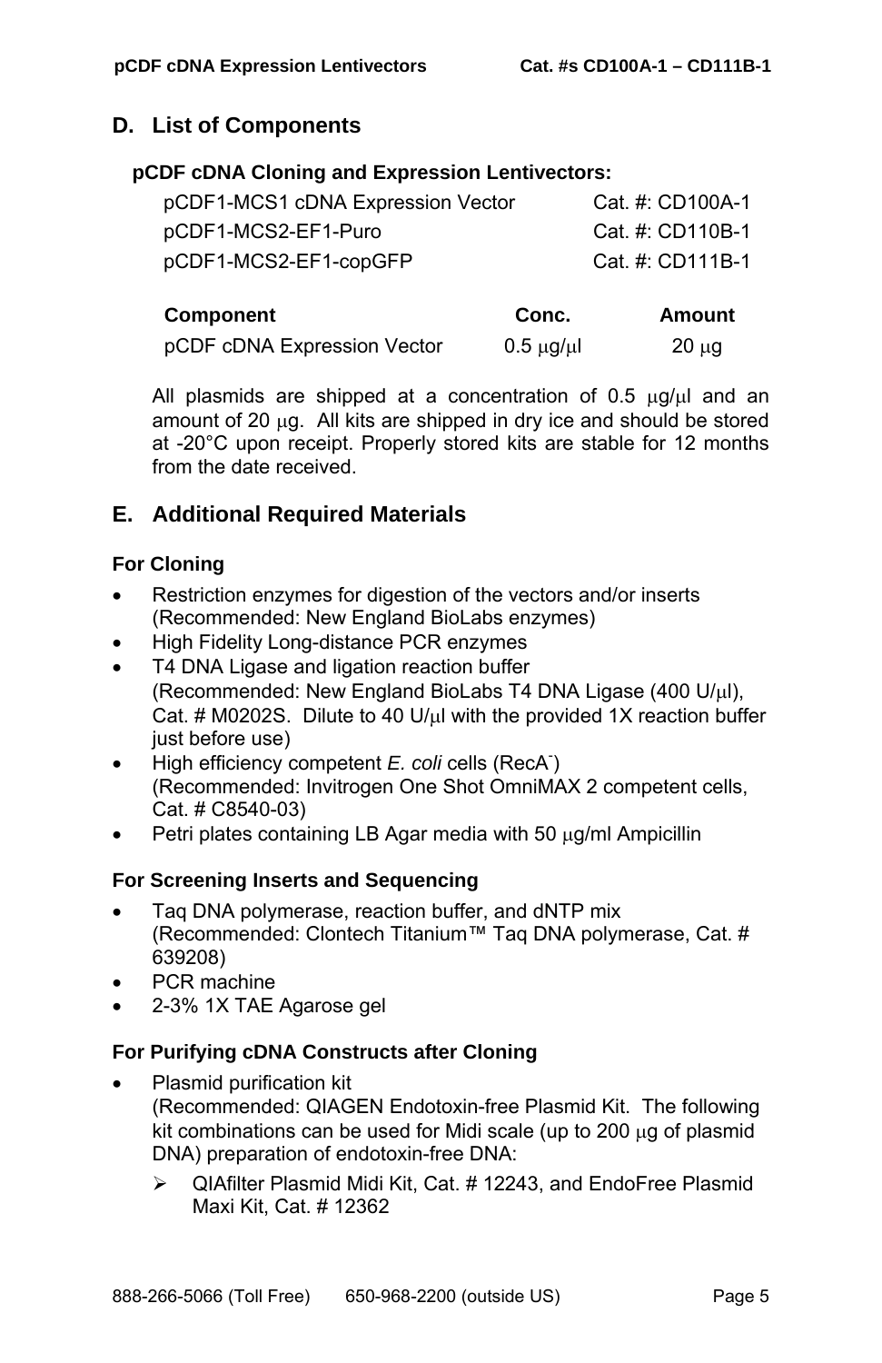## D. List of Components

**pCDF cDNA Cloning and Expression Lentivectors:**

| | |
|---|---|
| pCDF1-MCS1 cDNA Expression Vector | Cat. #: CD100A-1 |
| pCDF1-MCS2-EF1-Puro | Cat. #: CD110B-1 |
| pCDF1-MCS2-EF1-copGFP | Cat. #: CD111B-1 |

| Component | Conc. | Amount |
|---|---|---|
| pCDF cDNA Expression Vector | 0.5 μg/μl | 20 μg |

All plasmids are shipped at a concentration of 0.5 μg/μl and an amount of 20 μg. All kits are shipped in dry ice and should be stored at -20°C upon receipt. Properly stored kits are stable for 12 months from the date received.

## E. Additional Required Materials

### For Cloning

- Restriction enzymes for digestion of the vectors and/or inserts (Recommended: New England BioLabs enzymes)
- High Fidelity Long-distance PCR enzymes
- T4 DNA Ligase and ligation reaction buffer (Recommended: New England BioLabs T4 DNA Ligase (400 U/μl), Cat. # M0202S. Dilute to 40 U/μl with the provided 1X reaction buffer just before use)
- High efficiency competent *E. coli* cells ($RecA^-$) (Recommended: Invitrogen One Shot OmniMAX 2 competent cells, Cat. # C8540-03)
- Petri plates containing LB Agar media with 50 μg/ml Ampicillin

### For Screening Inserts and Sequencing

- Taq DNA polymerase, reaction buffer, and dNTP mix (Recommended: Clontech Titanium™ Taq DNA polymerase, Cat. # 639208)
- PCR machine
- 2-3% 1X TAE Agarose gel

### For Purifying cDNA Constructs after Cloning

- Plasmid purification kit
  (Recommended: QIAGEN Endotoxin-free Plasmid Kit. The following kit combinations can be used for Midi scale (up to 200 μg of plasmid DNA) preparation of endotoxin-free DNA:
  - QIAfilter Plasmid Midi Kit, Cat. # 12243, and EndoFree Plasmid Maxi Kit, Cat. # 12362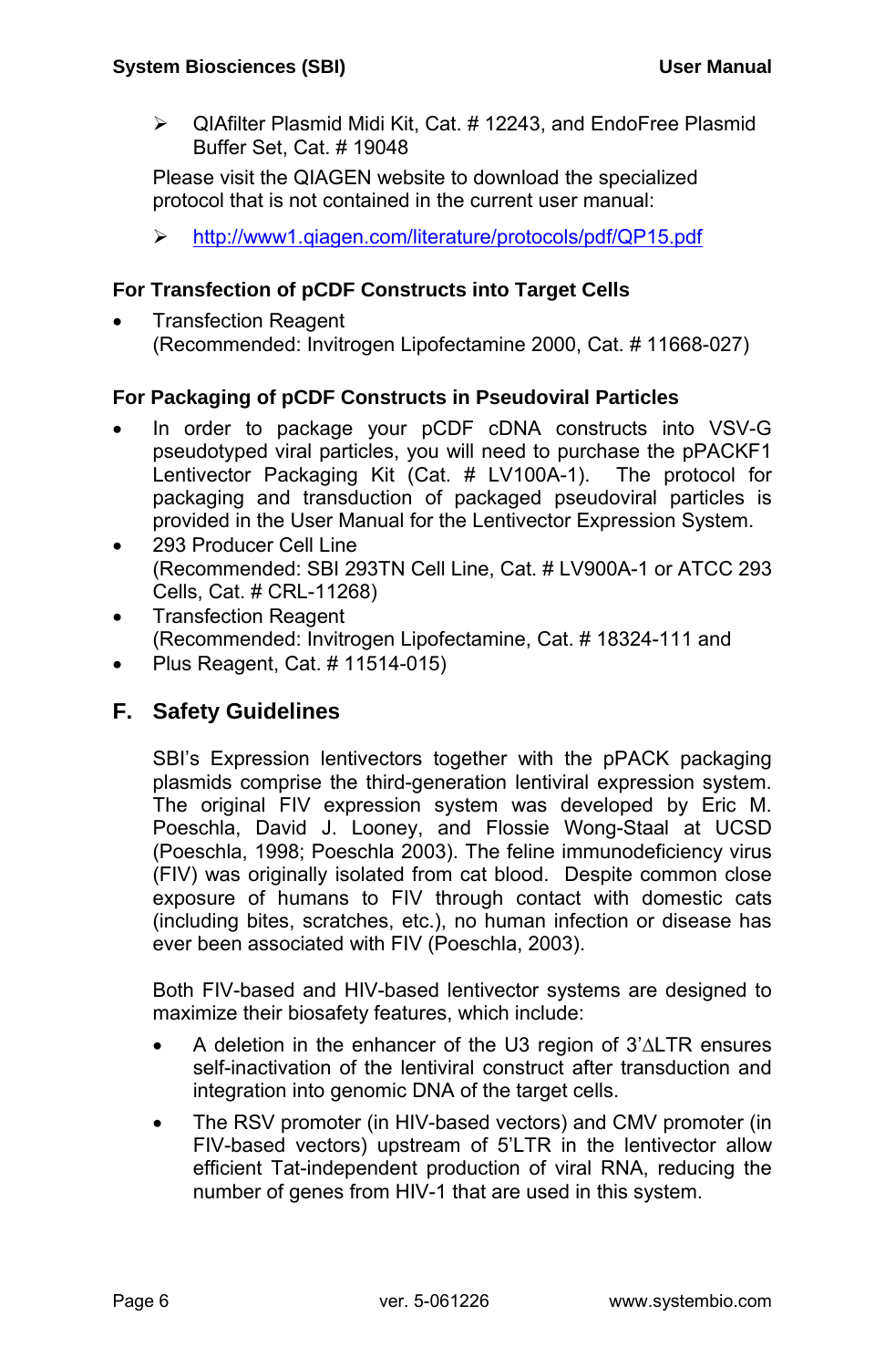- QIAfilter Plasmid Midi Kit, Cat. # 12243, and EndoFree Plasmid Buffer Set, Cat. # 19048

Please visit the QIAGEN website to download the specialized protocol that is not contained in the current user manual:

- http://www1.qiagen.com/literature/protocols/pdf/QP15.pdf

### For Transfection of pCDF Constructs into Target Cells

- Transfection Reagent
  (Recommended: Invitrogen Lipofectamine 2000, Cat. # 11668-027)

### For Packaging of pCDF Constructs in Pseudoviral Particles

- In order to package your pCDF cDNA constructs into VSV-G pseudotyped viral particles, you will need to purchase the pPACKF1 Lentivector Packaging Kit (Cat. # LV100A-1). The protocol for packaging and transduction of packaged pseudoviral particles is provided in the User Manual for the Lentivector Expression System.
- 293 Producer Cell Line
  (Recommended: SBI 293TN Cell Line, Cat. # LV900A-1 or ATCC 293 Cells, Cat. # CRL-11268)
- Transfection Reagent
  (Recommended: Invitrogen Lipofectamine, Cat. # 18324-111 and
- Plus Reagent, Cat. # 11514-015)

## F. Safety Guidelines

SBI's Expression lentivectors together with the pPACK packaging plasmids comprise the third-generation lentiviral expression system. The original FIV expression system was developed by Eric M. Poeschla, David J. Looney, and Flossie Wong-Staal at UCSD (Poeschla, 1998; Poeschla 2003). The feline immunodeficiency virus (FIV) was originally isolated from cat blood. Despite common close exposure of humans to FIV through contact with domestic cats (including bites, scratches, etc.), no human infection or disease has ever been associated with FIV (Poeschla, 2003).

Both FIV-based and HIV-based lentivector systems are designed to maximize their biosafety features, which include:

- A deletion in the enhancer of the U3 region of 3'ΔLTR ensures self-inactivation of the lentiviral construct after transduction and integration into genomic DNA of the target cells.
- The RSV promoter (in HIV-based vectors) and CMV promoter (in FIV-based vectors) upstream of 5'LTR in the lentivector allow efficient Tat-independent production of viral RNA, reducing the number of genes from HIV-1 that are used in this system.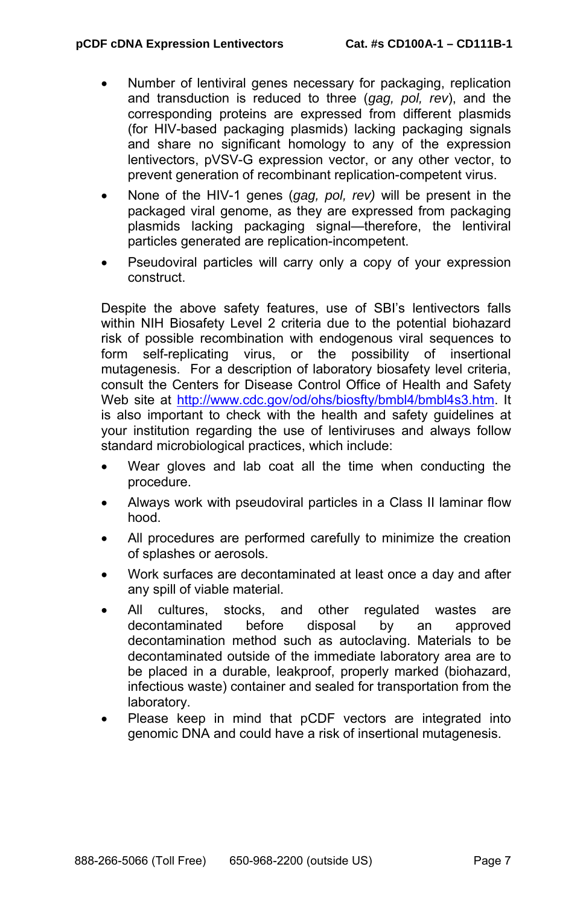- Number of lentiviral genes necessary for packaging, replication and transduction is reduced to three (*gag, pol, rev*), and the corresponding proteins are expressed from different plasmids (for HIV-based packaging plasmids) lacking packaging signals and share no significant homology to any of the expression lentivectors, pVSV-G expression vector, or any other vector, to prevent generation of recombinant replication-competent virus.
- None of the HIV-1 genes (*gag, pol, rev)* will be present in the packaged viral genome, as they are expressed from packaging plasmids lacking packaging signal—therefore, the lentiviral particles generated are replication-incompetent.
- Pseudoviral particles will carry only a copy of your expression construct.

Despite the above safety features, use of SBI's lentivectors falls within NIH Biosafety Level 2 criteria due to the potential biohazard risk of possible recombination with endogenous viral sequences to form self-replicating virus, or the possibility of insertional mutagenesis. For a description of laboratory biosafety level criteria, consult the Centers for Disease Control Office of Health and Safety Web site at [http://www.cdc.gov/od/ohs/biosfty/bmbl4/bmbl4s3.htm](http://www.cdc.gov/od/ohs/biosfty/bmbl4/bmbl4s3.htm). It is also important to check with the health and safety guidelines at your institution regarding the use of lentiviruses and always follow standard microbiological practices, which include:

- Wear gloves and lab coat all the time when conducting the procedure.
- Always work with pseudoviral particles in a Class II laminar flow hood.
- All procedures are performed carefully to minimize the creation of splashes or aerosols.
- Work surfaces are decontaminated at least once a day and after any spill of viable material.
- All cultures, stocks, and other regulated wastes are decontaminated before disposal by an approved decontamination method such as autoclaving. Materials to be decontaminated outside of the immediate laboratory area are to be placed in a durable, leakproof, properly marked (biohazard, infectious waste) container and sealed for transportation from the laboratory.
- Please keep in mind that pCDF vectors are integrated into genomic DNA and could have a risk of insertional mutagenesis.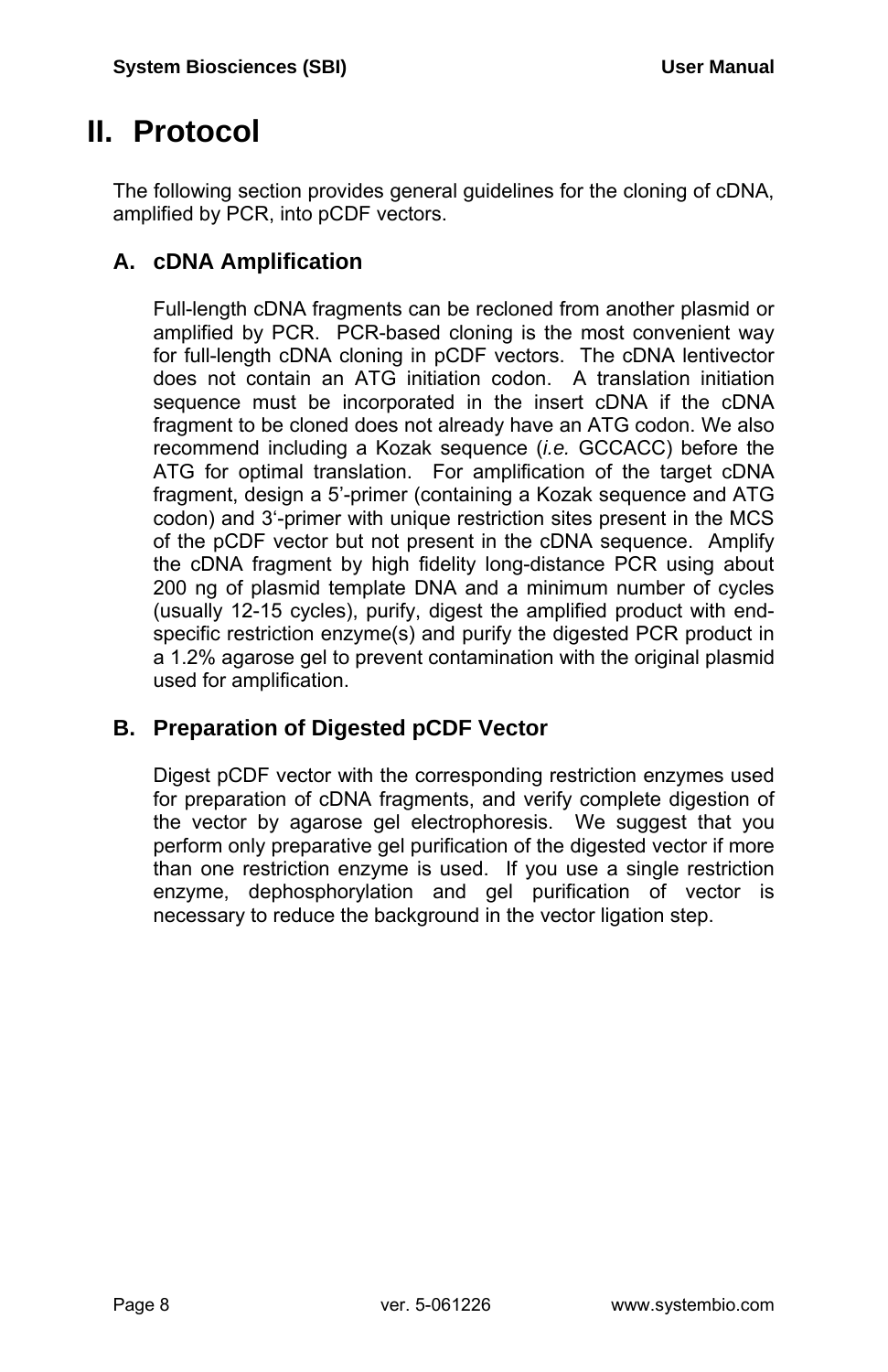# II. Protocol

The following section provides general guidelines for the cloning of cDNA, amplified by PCR, into pCDF vectors.

## A. cDNA Amplification

Full-length cDNA fragments can be recloned from another plasmid or amplified by PCR. PCR-based cloning is the most convenient way for full-length cDNA cloning in pCDF vectors. The cDNA lentivector does not contain an ATG initiation codon. A translation initiation sequence must be incorporated in the insert cDNA if the cDNA fragment to be cloned does not already have an ATG codon. We also recommend including a Kozak sequence (*i.e.* GCCACC) before the ATG for optimal translation. For amplification of the target cDNA fragment, design a 5'-primer (containing a Kozak sequence and ATG codon) and 3'-primer with unique restriction sites present in the MCS of the pCDF vector but not present in the cDNA sequence. Amplify the cDNA fragment by high fidelity long-distance PCR using about 200 ng of plasmid template DNA and a minimum number of cycles (usually 12-15 cycles), purify, digest the amplified product with end-specific restriction enzyme(s) and purify the digested PCR product in a 1.2% agarose gel to prevent contamination with the original plasmid used for amplification.

## B. Preparation of Digested pCDF Vector

Digest pCDF vector with the corresponding restriction enzymes used for preparation of cDNA fragments, and verify complete digestion of the vector by agarose gel electrophoresis. We suggest that you perform only preparative gel purification of the digested vector if more than one restriction enzyme is used. If you use a single restriction enzyme, dephosphorylation and gel purification of vector is necessary to reduce the background in the vector ligation step.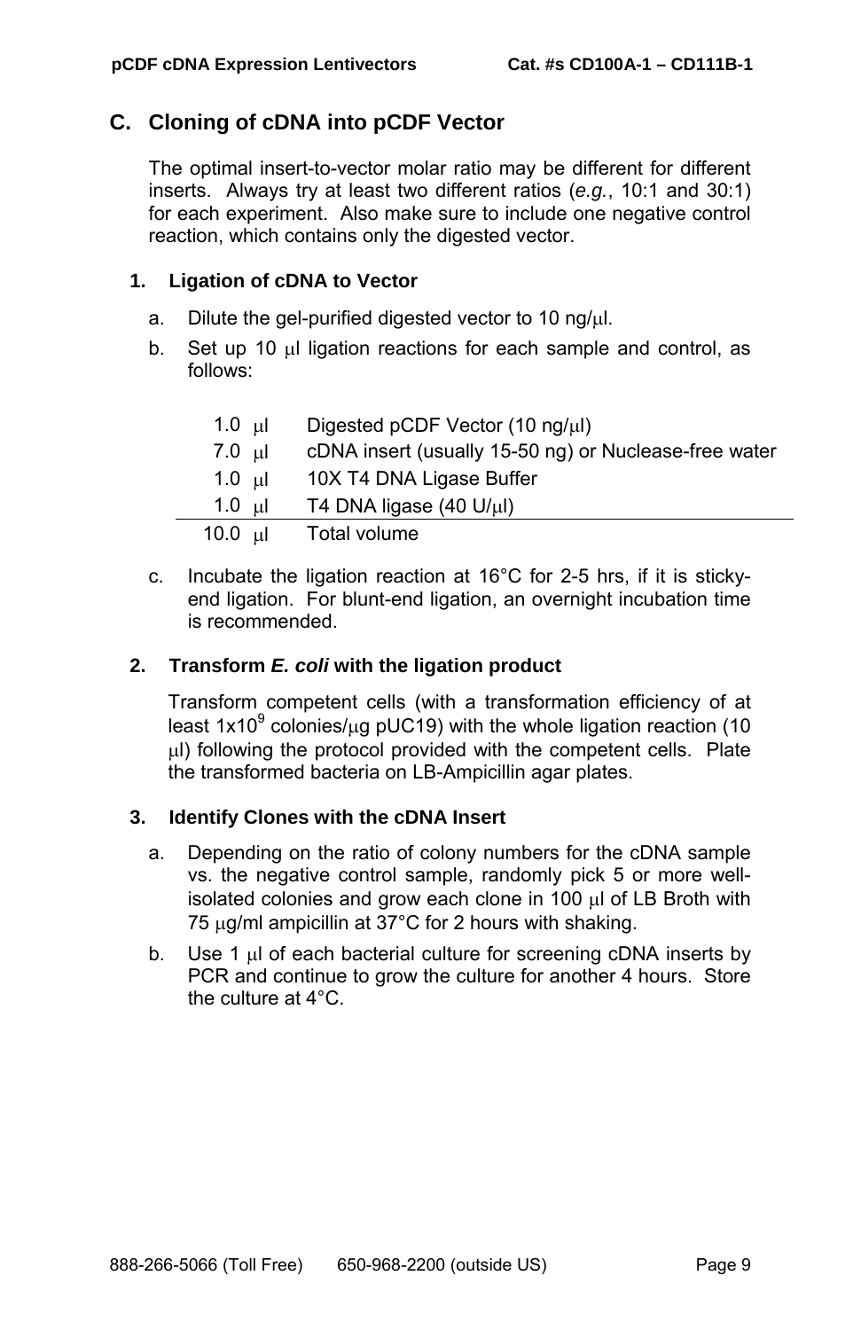## C. Cloning of cDNA into pCDF Vector

The optimal insert-to-vector molar ratio may be different for different inserts. Always try at least two different ratios (*e.g.*, 10:1 and 30:1) for each experiment. Also make sure to include one negative control reaction, which contains only the digested vector.

### 1. Ligation of cDNA to Vector

a. Dilute the gel-purified digested vector to 10 ng/µl.

b. Set up 10 µl ligation reactions for each sample and control, as follows:

| Volume | Component |
|---|---|
| 1.0 µl | Digested pCDF Vector (10 ng/µl) |
| 7.0 µl | cDNA insert (usually 15-50 ng) or Nuclease-free water |
| 1.0 µl | 10X T4 DNA Ligase Buffer |
| 1.0 µl | T4 DNA ligase (40 U/µl) |
| 10.0 µl | Total volume |

c. Incubate the ligation reaction at 16°C for 2-5 hrs, if it is sticky-end ligation. For blunt-end ligation, an overnight incubation time is recommended.

### 2. Transform *E. coli* with the ligation product

Transform competent cells (with a transformation efficiency of at least $1x10^9$ colonies/µg pUC19) with the whole ligation reaction (10 µl) following the protocol provided with the competent cells. Plate the transformed bacteria on LB-Ampicillin agar plates.

### 3. Identify Clones with the cDNA Insert

a. Depending on the ratio of colony numbers for the cDNA sample vs. the negative control sample, randomly pick 5 or more well-isolated colonies and grow each clone in 100 µl of LB Broth with 75 µg/ml ampicillin at 37°C for 2 hours with shaking.

b. Use 1 µl of each bacterial culture for screening cDNA inserts by PCR and continue to grow the culture for another 4 hours. Store the culture at 4°C.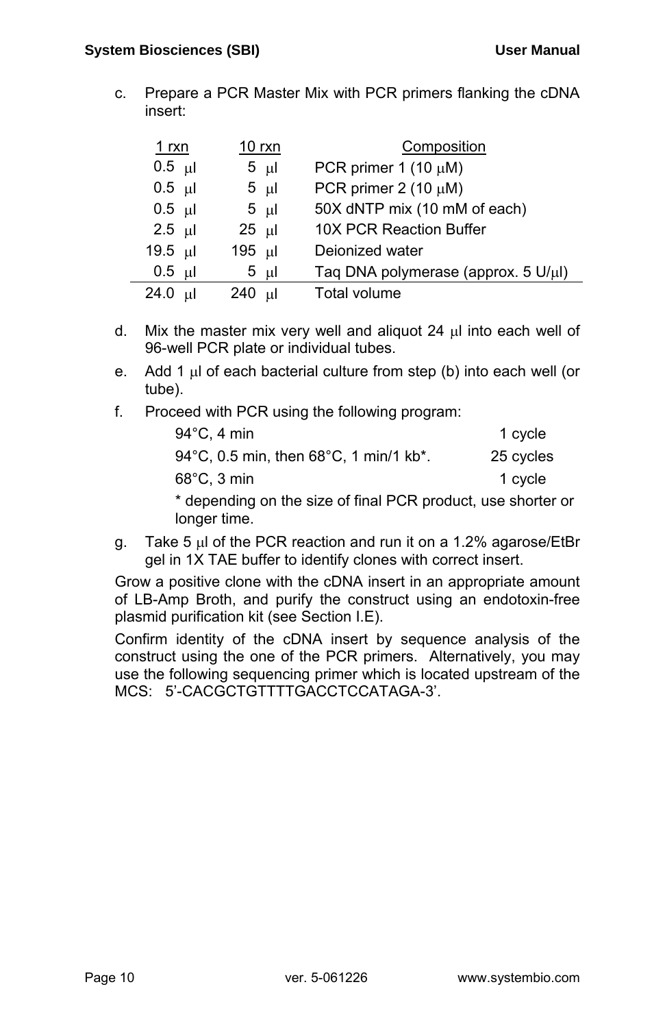c. Prepare a PCR Master Mix with PCR primers flanking the cDNA insert:

| 1 rxn | 10 rxn | Composition |
|---|---|---|
| 0.5 μl | 5 μl | PCR primer 1 (10 μM) |
| 0.5 μl | 5 μl | PCR primer 2 (10 μM) |
| 0.5 μl | 5 μl | 50X dNTP mix (10 mM of each) |
| 2.5 μl | 25 μl | 10X PCR Reaction Buffer |
| 19.5 μl | 195 μl | Deionized water |
| 0.5 μl | 5 μl | Taq DNA polymerase (approx. 5 U/μl) |
| 24.0 μl | 240 μl | Total volume |

d. Mix the master mix very well and aliquot 24 μl into each well of 96-well PCR plate or individual tubes.

e. Add 1 μl of each bacterial culture from step (b) into each well (or tube).

f. Proceed with PCR using the following program:

| | |
|---|---|
| 94°C, 4 min | 1 cycle |
| 94°C, 0.5 min, then 68°C, 1 min/1 kb*. | 25 cycles |
| 68°C, 3 min | 1 cycle |

\* depending on the size of final PCR product, use shorter or longer time.

g. Take 5 μl of the PCR reaction and run it on a 1.2% agarose/EtBr gel in 1X TAE buffer to identify clones with correct insert.

Grow a positive clone with the cDNA insert in an appropriate amount of LB-Amp Broth, and purify the construct using an endotoxin-free plasmid purification kit (see Section I.E).

Confirm identity of the cDNA insert by sequence analysis of the construct using the one of the PCR primers. Alternatively, you may use the following sequencing primer which is located upstream of the MCS: 5'-CACGCTGTTTTGACCTCCATAGA-3'.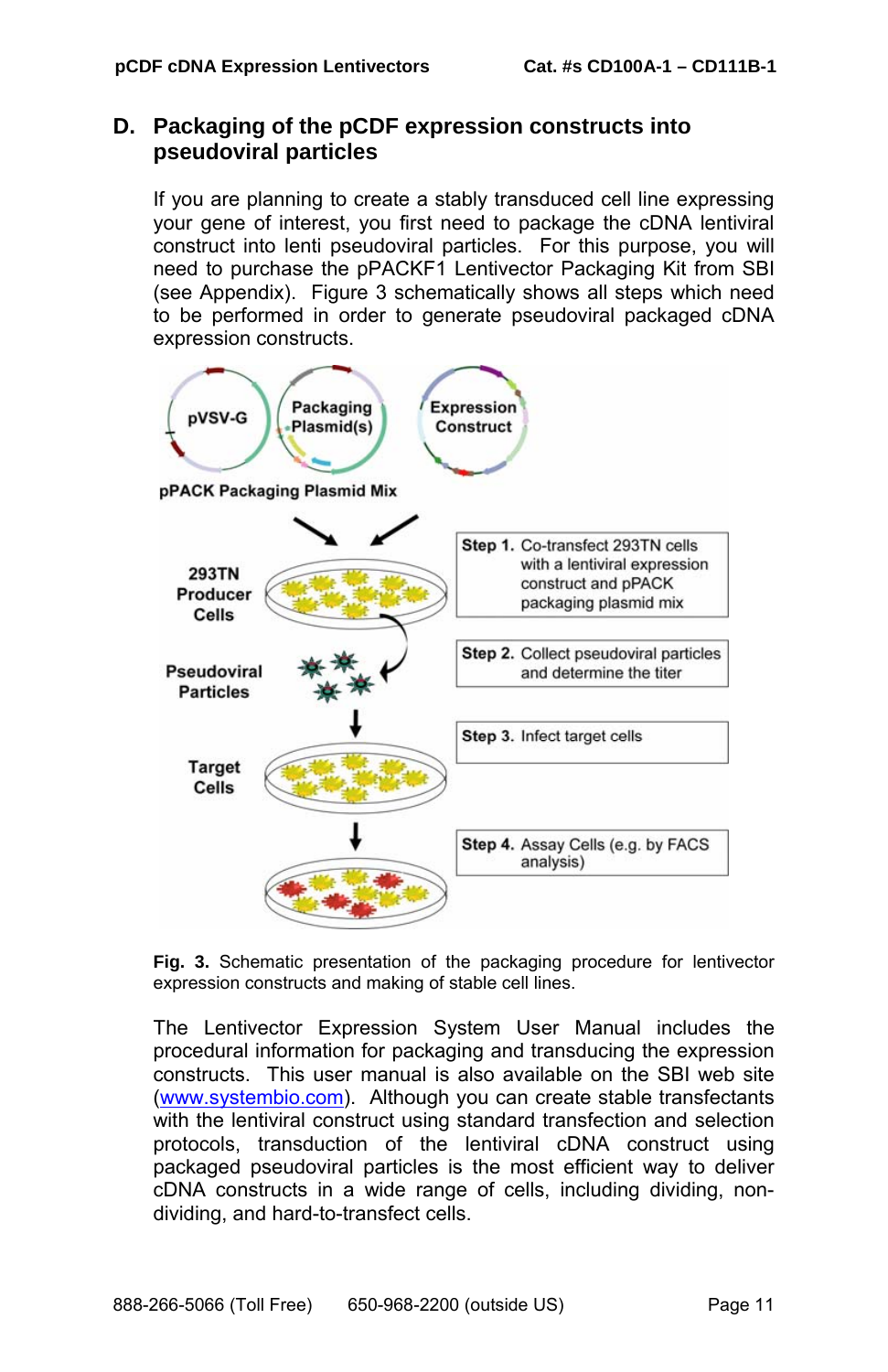## D. Packaging of the pCDF expression constructs into pseudoviral particles

If you are planning to create a stably transduced cell line expressing your gene of interest, you first need to package the cDNA lentiviral construct into lenti pseudoviral particles. For this purpose, you will need to purchase the pPACKF1 Lentivector Packaging Kit from SBI (see Appendix). Figure 3 schematically shows all steps which need to be performed in order to generate pseudoviral packaged cDNA expression constructs.

pVSV-G

Packaging Plasmid(s)

Expression Construct

pPACK Packaging Plasmid Mix

293TN Producer Cells

**Step 1.** Co-transfect 293TN cells with a lentiviral expression construct and pPACK packaging plasmid mix

Pseudoviral Particles

**Step 2.** Collect pseudoviral particles and determine the titer

Target Cells

**Step 3.** Infect target cells

**Step 4.** Assay Cells (e.g. by FACS analysis)

**Fig. 3.** Schematic presentation of the packaging procedure for lentivector expression constructs and making of stable cell lines.

The Lentivector Expression System User Manual includes the procedural information for packaging and transducing the expression constructs. This user manual is also available on the SBI web site (www.systembio.com). Although you can create stable transfectants with the lentiviral construct using standard transfection and selection protocols, transduction of the lentiviral cDNA construct using packaged pseudoviral particles is the most efficient way to deliver cDNA constructs in a wide range of cells, including dividing, non-dividing, and hard-to-transfect cells.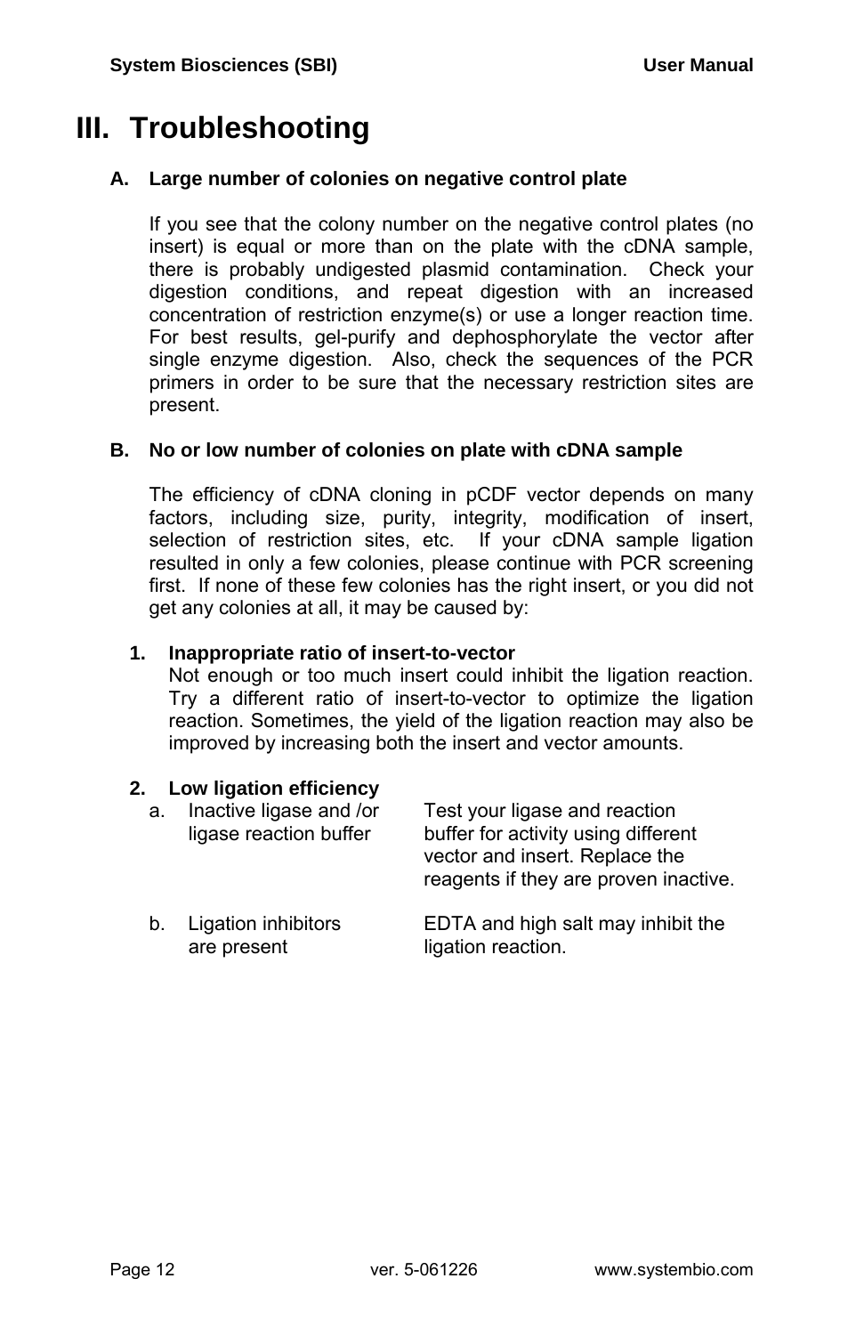# III. Troubleshooting

## A. Large number of colonies on negative control plate

If you see that the colony number on the negative control plates (no insert) is equal or more than on the plate with the cDNA sample, there is probably undigested plasmid contamination. Check your digestion conditions, and repeat digestion with an increased concentration of restriction enzyme(s) or use a longer reaction time. For best results, gel-purify and dephosphorylate the vector after single enzyme digestion. Also, check the sequences of the PCR primers in order to be sure that the necessary restriction sites are present.

## B. No or low number of colonies on plate with cDNA sample

The efficiency of cDNA cloning in pCDF vector depends on many factors, including size, purity, integrity, modification of insert, selection of restriction sites, etc. If your cDNA sample ligation resulted in only a few colonies, please continue with PCR screening first. If none of these few colonies has the right insert, or you did not get any colonies at all, it may be caused by:

### 1. Inappropriate ratio of insert-to-vector

Not enough or too much insert could inhibit the ligation reaction. Try a different ratio of insert-to-vector to optimize the ligation reaction. Sometimes, the yield of the ligation reaction may also be improved by increasing both the insert and vector amounts.

### 2. Low ligation efficiency

| | |
|---|---|
| a. Inactive ligase and /or ligase reaction buffer | Test your ligase and reaction buffer for activity using different vector and insert. Replace the reagents if they are proven inactive. |
| b. Ligation inhibitors are present | EDTA and high salt may inhibit the ligation reaction. |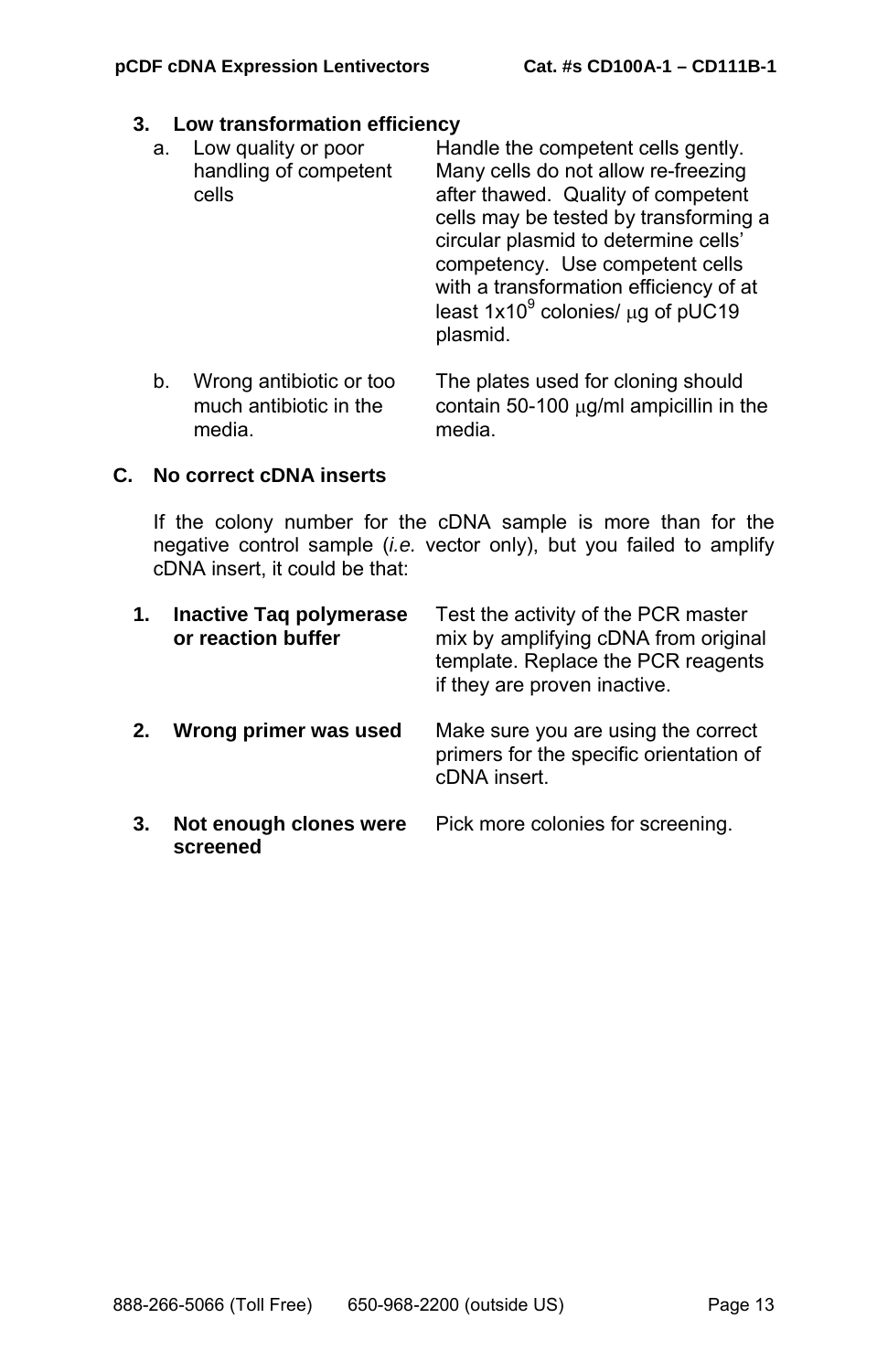### 3. Low transformation efficiency

| | |
|---|---|
| a. Low quality or poor handling of competent cells | Handle the competent cells gently. Many cells do not allow re-freezing after thawed. Quality of competent cells may be tested by transforming a circular plasmid to determine cells' competency. Use competent cells with a transformation efficiency of at least $1 \times 10^9$ colonies/ μg of pUC19 plasmid. |
| b. Wrong antibiotic or too much antibiotic in the media. | The plates used for cloning should contain 50-100 μg/ml ampicillin in the media. |

## C. No correct cDNA inserts

If the colony number for the cDNA sample is more than for the negative control sample (*i.e.* vector only), but you failed to amplify cDNA insert, it could be that:

| | |
|---|---|
| **1. Inactive Taq polymerase or reaction buffer** | Test the activity of the PCR master mix by amplifying cDNA from original template. Replace the PCR reagents if they are proven inactive. |
| **2. Wrong primer was used** | Make sure you are using the correct primers for the specific orientation of cDNA insert. |
| **3. Not enough clones were screened** | Pick more colonies for screening. |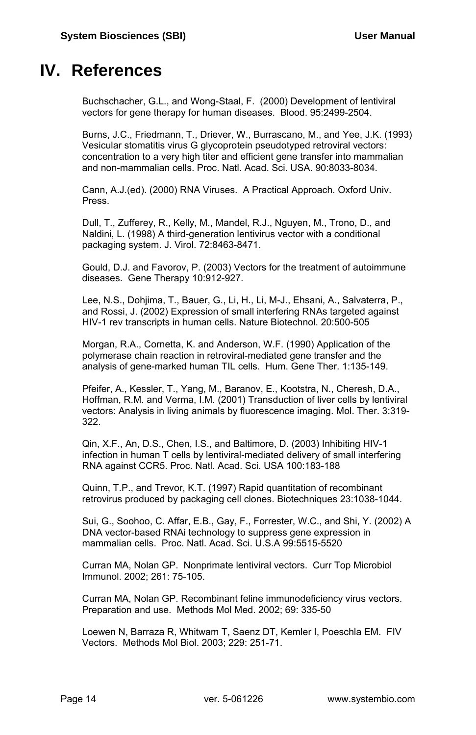# IV. References

Buchschacher, G.L., and Wong-Staal, F. (2000) Development of lentiviral vectors for gene therapy for human diseases. Blood. 95:2499-2504.

Burns, J.C., Friedmann, T., Driever, W., Burrascano, M., and Yee, J.K. (1993) Vesicular stomatitis virus G glycoprotein pseudotyped retroviral vectors: concentration to a very high titer and efficient gene transfer into mammalian and non-mammalian cells. Proc. Natl. Acad. Sci. USA. 90:8033-8034.

Cann, A.J.(ed). (2000) RNA Viruses. A Practical Approach. Oxford Univ. Press.

Dull, T., Zufferey, R., Kelly, M., Mandel, R.J., Nguyen, M., Trono, D., and Naldini, L. (1998) A third-generation lentivirus vector with a conditional packaging system. J. Virol. 72:8463-8471.

Gould, D.J. and Favorov, P. (2003) Vectors for the treatment of autoimmune diseases. Gene Therapy 10:912-927.

Lee, N.S., Dohjima, T., Bauer, G., Li, H., Li, M-J., Ehsani, A., Salvaterra, P., and Rossi, J. (2002) Expression of small interfering RNAs targeted against HIV-1 rev transcripts in human cells. Nature Biotechnol. 20:500-505

Morgan, R.A., Cornetta, K. and Anderson, W.F. (1990) Application of the polymerase chain reaction in retroviral-mediated gene transfer and the analysis of gene-marked human TIL cells. Hum. Gene Ther. 1:135-149.

Pfeifer, A., Kessler, T., Yang, M., Baranov, E., Kootstra, N., Cheresh, D.A., Hoffman, R.M. and Verma, I.M. (2001) Transduction of liver cells by lentiviral vectors: Analysis in living animals by fluorescence imaging. Mol. Ther. 3:319-322.

Qin, X.F., An, D.S., Chen, I.S., and Baltimore, D. (2003) Inhibiting HIV-1 infection in human T cells by lentiviral-mediated delivery of small interfering RNA against CCR5. Proc. Natl. Acad. Sci. USA 100:183-188

Quinn, T.P., and Trevor, K.T. (1997) Rapid quantitation of recombinant retrovirus produced by packaging cell clones. Biotechniques 23:1038-1044.

Sui, G., Soohoo, C. Affar, E.B., Gay, F., Forrester, W.C., and Shi, Y. (2002) A DNA vector-based RNAi technology to suppress gene expression in mammalian cells. Proc. Natl. Acad. Sci. U.S.A 99:5515-5520

Curran MA, Nolan GP. Nonprimate lentiviral vectors. Curr Top Microbiol Immunol. 2002; 261: 75-105.

Curran MA, Nolan GP. Recombinant feline immunodeficiency virus vectors. Preparation and use. Methods Mol Med. 2002; 69: 335-50

Loewen N, Barraza R, Whitwam T, Saenz DT, Kemler I, Poeschla EM. FIV Vectors. Methods Mol Biol. 2003; 229: 251-71.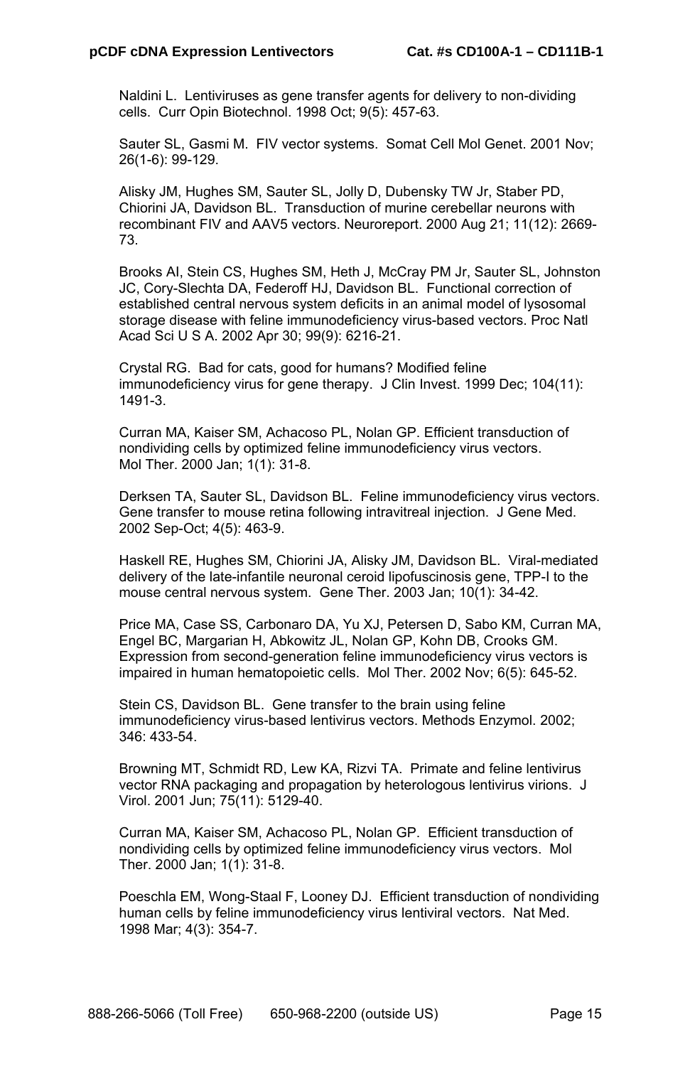Naldini L. Lentiviruses as gene transfer agents for delivery to non-dividing cells. Curr Opin Biotechnol. 1998 Oct; 9(5): 457-63.

Sauter SL, Gasmi M. FIV vector systems. Somat Cell Mol Genet. 2001 Nov; 26(1-6): 99-129.

Alisky JM, Hughes SM, Sauter SL, Jolly D, Dubensky TW Jr, Staber PD, Chiorini JA, Davidson BL. Transduction of murine cerebellar neurons with recombinant FIV and AAV5 vectors. Neuroreport. 2000 Aug 21; 11(12): 2669-73.

Brooks AI, Stein CS, Hughes SM, Heth J, McCray PM Jr, Sauter SL, Johnston JC, Cory-Slechta DA, Federoff HJ, Davidson BL. Functional correction of established central nervous system deficits in an animal model of lysosomal storage disease with feline immunodeficiency virus-based vectors. Proc Natl Acad Sci U S A. 2002 Apr 30; 99(9): 6216-21.

Crystal RG. Bad for cats, good for humans? Modified feline immunodeficiency virus for gene therapy. J Clin Invest. 1999 Dec; 104(11): 1491-3.

Curran MA, Kaiser SM, Achacoso PL, Nolan GP. Efficient transduction of nondividing cells by optimized feline immunodeficiency virus vectors. Mol Ther. 2000 Jan; 1(1): 31-8.

Derksen TA, Sauter SL, Davidson BL. Feline immunodeficiency virus vectors. Gene transfer to mouse retina following intravitreal injection. J Gene Med. 2002 Sep-Oct; 4(5): 463-9.

Haskell RE, Hughes SM, Chiorini JA, Alisky JM, Davidson BL. Viral-mediated delivery of the late-infantile neuronal ceroid lipofuscinosis gene, TPP-I to the mouse central nervous system. Gene Ther. 2003 Jan; 10(1): 34-42.

Price MA, Case SS, Carbonaro DA, Yu XJ, Petersen D, Sabo KM, Curran MA, Engel BC, Margarian H, Abkowitz JL, Nolan GP, Kohn DB, Crooks GM. Expression from second-generation feline immunodeficiency virus vectors is impaired in human hematopoietic cells. Mol Ther. 2002 Nov; 6(5): 645-52.

Stein CS, Davidson BL. Gene transfer to the brain using feline immunodeficiency virus-based lentivirus vectors. Methods Enzymol. 2002; 346: 433-54.

Browning MT, Schmidt RD, Lew KA, Rizvi TA. Primate and feline lentivirus vector RNA packaging and propagation by heterologous lentivirus virions. J Virol. 2001 Jun; 75(11): 5129-40.

Curran MA, Kaiser SM, Achacoso PL, Nolan GP. Efficient transduction of nondividing cells by optimized feline immunodeficiency virus vectors. Mol Ther. 2000 Jan; 1(1): 31-8.

Poeschla EM, Wong-Staal F, Looney DJ. Efficient transduction of nondividing human cells by feline immunodeficiency virus lentiviral vectors. Nat Med. 1998 Mar; 4(3): 354-7.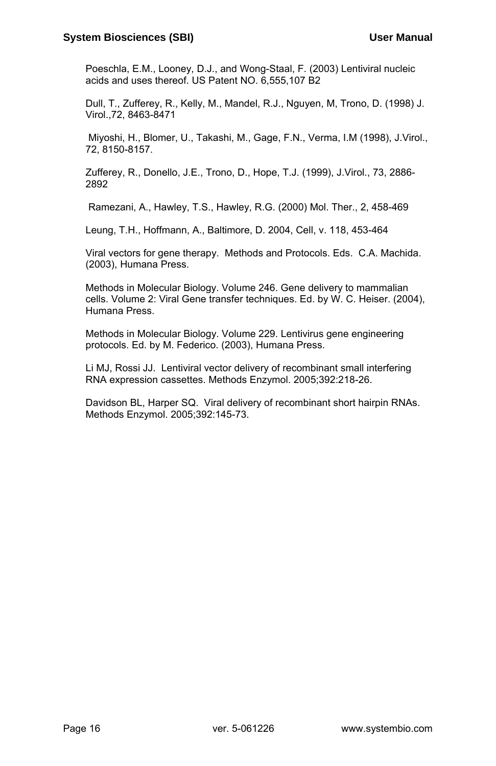Poeschla, E.M., Looney, D.J., and Wong-Staal, F. (2003) Lentiviral nucleic acids and uses thereof. US Patent NO. 6,555,107 B2

Dull, T., Zufferey, R., Kelly, M., Mandel, R.J., Nguyen, M, Trono, D. (1998) J. Virol.,72, 8463-8471

Miyoshi, H., Blomer, U., Takashi, M., Gage, F.N., Verma, I.M (1998), J.Virol., 72, 8150-8157.

Zufferey, R., Donello, J.E., Trono, D., Hope, T.J. (1999), J.Virol., 73, 2886-2892

Ramezani, A., Hawley, T.S., Hawley, R.G. (2000) Mol. Ther., 2, 458-469

Leung, T.H., Hoffmann, A., Baltimore, D. 2004, Cell, v. 118, 453-464

Viral vectors for gene therapy. Methods and Protocols. Eds. C.A. Machida. (2003), Humana Press.

Methods in Molecular Biology. Volume 246. Gene delivery to mammalian cells. Volume 2: Viral Gene transfer techniques. Ed. by W. C. Heiser. (2004), Humana Press.

Methods in Molecular Biology. Volume 229. Lentivirus gene engineering protocols. Ed. by M. Federico. (2003), Humana Press.

Li MJ, Rossi JJ. Lentiviral vector delivery of recombinant small interfering RNA expression cassettes. Methods Enzymol. 2005;392:218-26.

Davidson BL, Harper SQ. Viral delivery of recombinant short hairpin RNAs. Methods Enzymol. 2005;392:145-73.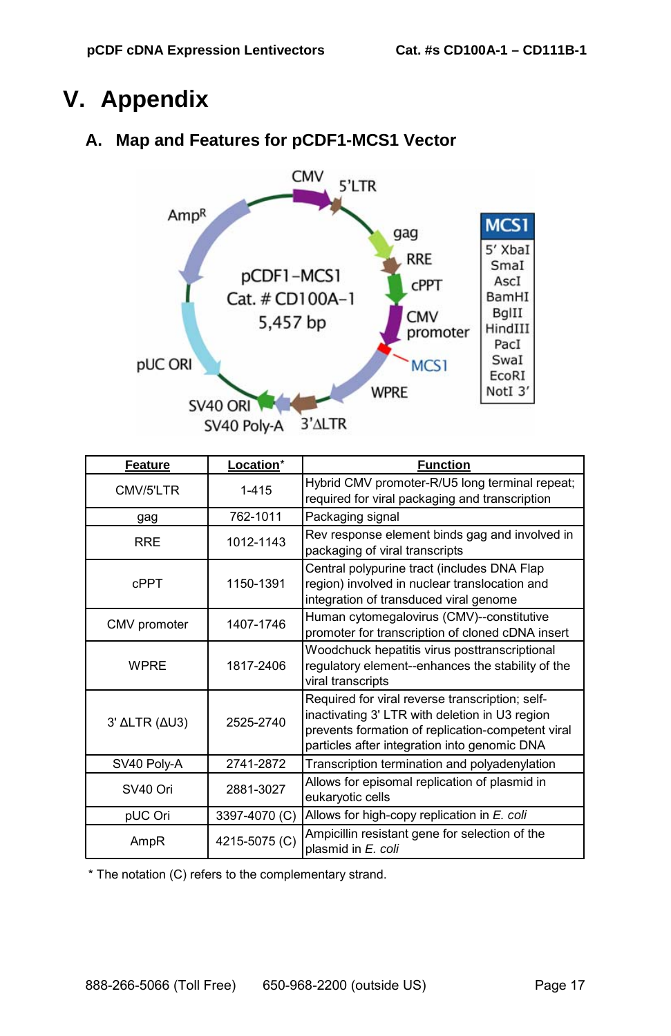# V. Appendix

## A. Map and Features for pCDF1-MCS1 Vector

CMV 5'LTR

AmpR

gag

RRE

cPPT

pCDF1-MCS1
Cat. # CD100A-1
5,457 bp

CMV promoter

pUC ORI

MCS1

WPRE

SV40 ORI

SV40 Poly-A

3'ΔLTR

**MCS1**
5' XbaI
SmaI
AscI
BamHI
BglII
HindIII
PacI
SwaI
EcoRI
NotI 3'

| Feature | Location* | Function |
|---|---|---|
| CMV/5'LTR | 1-415 | Hybrid CMV promoter-R/U5 long terminal repeat; required for viral packaging and transcription |
| gag | 762-1011 | Packaging signal |
| RRE | 1012-1143 | Rev response element binds gag and involved in packaging of viral transcripts |
| cPPT | 1150-1391 | Central polypurine tract (includes DNA Flap region) involved in nuclear translocation and integration of transduced viral genome |
| CMV promoter | 1407-1746 | Human cytomegalovirus (CMV)--constitutive promoter for transcription of cloned cDNA insert |
| WPRE | 1817-2406 | Woodchuck hepatitis virus posttranscriptional regulatory element--enhances the stability of the viral transcripts |
| 3' ΔLTR (ΔU3) | 2525-2740 | Required for viral reverse transcription; self-inactivating 3' LTR with deletion in U3 region prevents formation of replication-competent viral particles after integration into genomic DNA |
| SV40 Poly-A | 2741-2872 | Transcription termination and polyadenylation |
| SV40 Ori | 2881-3027 | Allows for episomal replication of plasmid in eukaryotic cells |
| pUC Ori | 3397-4070 (C) | Allows for high-copy replication in *E. coli* |
| AmpR | 4215-5075 (C) | Ampicillin resistant gene for selection of the plasmid in *E. coli* |

\* The notation (C) refers to the complementary strand.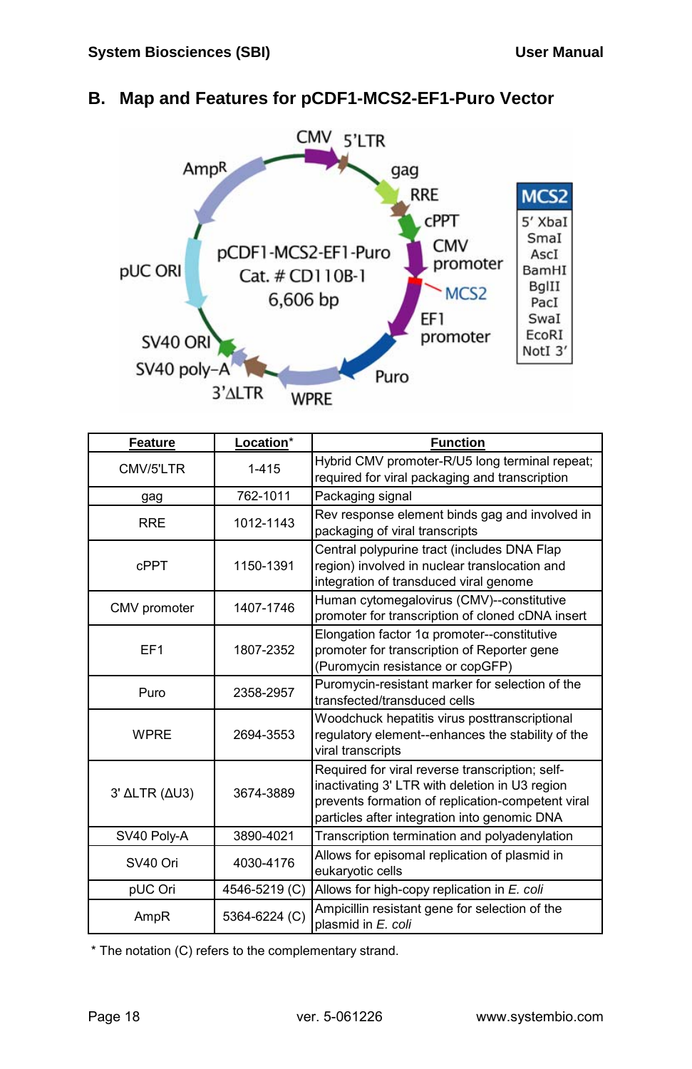## B. Map and Features for pCDF1-MCS2-EF1-Puro Vector

| Feature | Location* | Function |
|---|---|---|
| CMV/5'LTR | 1-415 | Hybrid CMV promoter-R/U5 long terminal repeat; required for viral packaging and transcription |
| gag | 762-1011 | Packaging signal |
| RRE | 1012-1143 | Rev response element binds gag and involved in packaging of viral transcripts |
| cPPT | 1150-1391 | Central polypurine tract (includes DNA Flap region) involved in nuclear translocation and integration of transduced viral genome |
| CMV promoter | 1407-1746 | Human cytomegalovirus (CMV)--constitutive promoter for transcription of cloned cDNA insert |
| EF1 | 1807-2352 | Elongation factor 1α promoter--constitutive promoter for transcription of Reporter gene (Puromycin resistance or copGFP) |
| Puro | 2358-2957 | Puromycin-resistant marker for selection of the transfected/transduced cells |
| WPRE | 2694-3553 | Woodchuck hepatitis virus posttranscriptional regulatory element--enhances the stability of the viral transcripts |
| 3' ΔLTR (ΔU3) | 3674-3889 | Required for viral reverse transcription; self-inactivating 3' LTR with deletion in U3 region prevents formation of replication-competent viral particles after integration into genomic DNA |
| SV40 Poly-A | 3890-4021 | Transcription termination and polyadenylation |
| SV40 Ori | 4030-4176 | Allows for episomal replication of plasmid in eukaryotic cells |
| pUC Ori | 4546-5219 (C) | Allows for high-copy replication in *E. coli* |
| AmpR | 5364-6224 (C) | Ampicillin resistant gene for selection of the plasmid in *E. coli* |

\* The notation (C) refers to the complementary strand.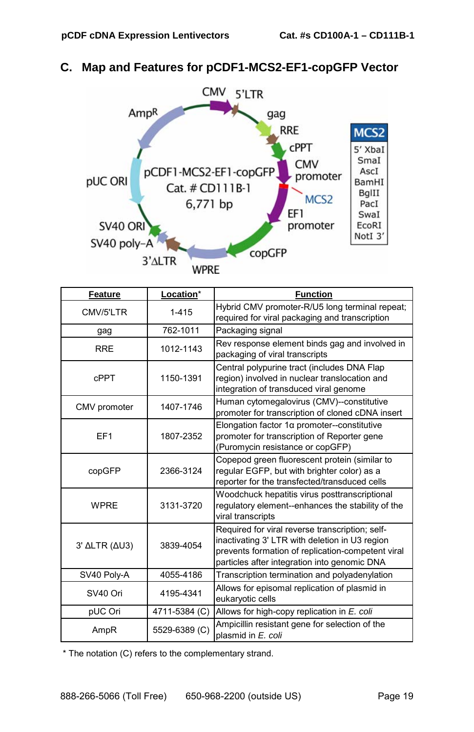## C. Map and Features for pCDF1-MCS2-EF1-copGFP Vector

CMV 5'LTR
AmpR gag
RRE
cPPT
CMV promoter
pUC ORI
pCDF1-MCS2-EF1-copGFP
Cat. # CD111B-1
6,771 bp
MCS2
EF1 promoter
SV40 ORI
SV40 poly-A
3'ΔLTR
WPRE
copGFP

**MCS2**
5' XbaI
SmaI
AscI
BamHI
BglII
PacI
SwaI
EcoRI
NotI 3'

| Feature | Location* | Function |
|---|---|---|
| CMV/5'LTR | 1-415 | Hybrid CMV promoter-R/U5 long terminal repeat; required for viral packaging and transcription |
| gag | 762-1011 | Packaging signal |
| RRE | 1012-1143 | Rev response element binds gag and involved in packaging of viral transcripts |
| cPPT | 1150-1391 | Central polypurine tract (includes DNA Flap region) involved in nuclear translocation and integration of transduced viral genome |
| CMV promoter | 1407-1746 | Human cytomegalovirus (CMV)--constitutive promoter for transcription of cloned cDNA insert |
| EF1 | 1807-2352 | Elongation factor 1α promoter--constitutive promoter for transcription of Reporter gene (Puromycin resistance or copGFP) |
| copGFP | 2366-3124 | Copepod green fluorescent protein (similar to regular EGFP, but with brighter color) as a reporter for the transfected/transduced cells |
| WPRE | 3131-3720 | Woodchuck hepatitis virus posttranscriptional regulatory element--enhances the stability of the viral transcripts |
| 3' ΔLTR (ΔU3) | 3839-4054 | Required for viral reverse transcription; self-inactivating 3' LTR with deletion in U3 region prevents formation of replication-competent viral particles after integration into genomic DNA |
| SV40 Poly-A | 4055-4186 | Transcription termination and polyadenylation |
| SV40 Ori | 4195-4341 | Allows for episomal replication of plasmid in eukaryotic cells |
| pUC Ori | 4711-5384 (C) | Allows for high-copy replication in *E. coli* |
| AmpR | 5529-6389 (C) | Ampicillin resistant gene for selection of the plasmid in *E. coli* |

\* The notation (C) refers to the complementary strand.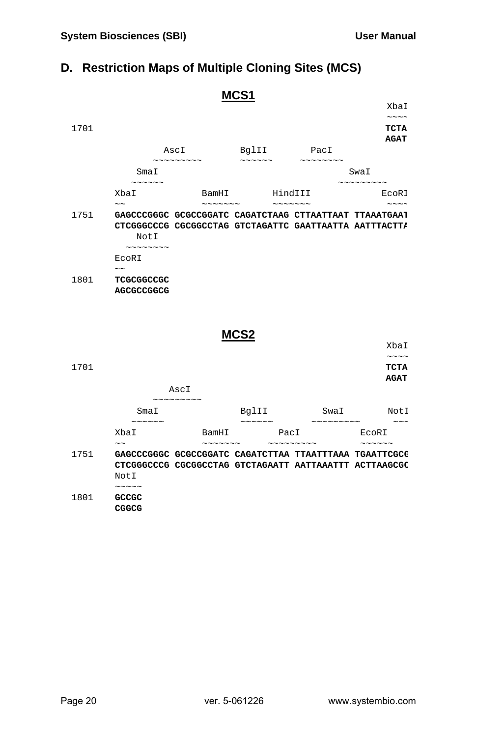## D. Restriction Maps of Multiple Cloning Sites (MCS)

### MCS1

```
                                                         XbaI
                                                         ~~~~
1701                                                     TCTA
                                                         AGAT
           AscI           BglII        PacI
         ~~~~~~~~~        ~~~~~~     ~~~~~~~~
      SmaI                                      SwaI
     ~~~~~~                                   ~~~~~~~~~
     XbaI            BamHI        HindIII             EcoRI
     ~~              ~~~~~~~      ~~~~~~~              ~~~~
1751 GAGCCCGGGC GCGCCGGATC CAGATCTAAG CTTAATTAAT TTAAATGAAT
     CTCGGGCCCG CGCGGCCTAG GTCTAGATTC GAATTAATTA AATTTACTTA
         NotI
       ~~~~~~~~
     EcoRI
     ~~
1801 TCGCGGCCGC
     AGCGCCGGCG
```

### MCS2

```
                                                         XbaI
                                                         ~~~~
1701                                                     TCTA
                                                         AGAT
            AscI
         ~~~~~~~~~
      SmaI               BglII         SwaI          NotI
     ~~~~~~              ~~~~~~     ~~~~~~~~~         ~~~
     XbaI            BamHI       PacI           EcoRI
     ~~              ~~~~~~~    ~~~~~~~~~       ~~~~~~
1751 GAGCCCGGGC GCGCCGGATC CAGATCTTAA TTAATTTAAA TGAATTCGCG
     CTCGGGCCCG CGCGGCCTAG GTCTAGAATT AATTAAATTT ACTTAAGCGC
     NotI
     ~~~~~
1801 GCCGC
     CGGCG
```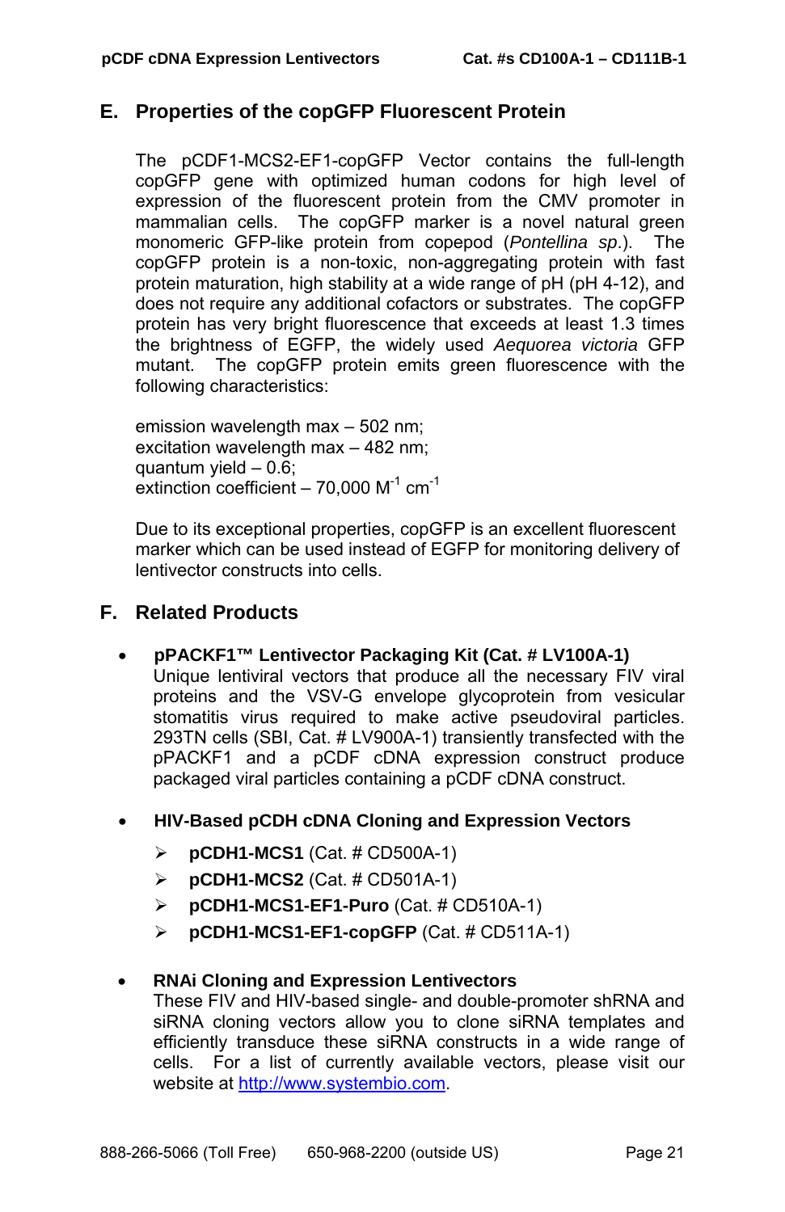## E. Properties of the copGFP Fluorescent Protein

The pCDF1-MCS2-EF1-copGFP Vector contains the full-length copGFP gene with optimized human codons for high level of expression of the fluorescent protein from the CMV promoter in mammalian cells. The copGFP marker is a novel natural green monomeric GFP-like protein from copepod (*Pontellina sp*.). The copGFP protein is a non-toxic, non-aggregating protein with fast protein maturation, high stability at a wide range of pH (pH 4-12), and does not require any additional cofactors or substrates. The copGFP protein has very bright fluorescence that exceeds at least 1.3 times the brightness of EGFP, the widely used *Aequorea victoria* GFP mutant. The copGFP protein emits green fluorescence with the following characteristics:

emission wavelength max – 502 nm;
excitation wavelength max – 482 nm;
quantum yield – 0.6;
extinction coefficient – 70,000 $M^{-1}$ $cm^{-1}$

Due to its exceptional properties, copGFP is an excellent fluorescent marker which can be used instead of EGFP for monitoring delivery of lentivector constructs into cells.

## F. Related Products

- **pPACKF1™ Lentivector Packaging Kit (Cat. # LV100A-1)**
  Unique lentiviral vectors that produce all the necessary FIV viral proteins and the VSV-G envelope glycoprotein from vesicular stomatitis virus required to make active pseudoviral particles. 293TN cells (SBI, Cat. # LV900A-1) transiently transfected with the pPACKF1 and a pCDF cDNA expression construct produce packaged viral particles containing a pCDF cDNA construct.

- **HIV-Based pCDH cDNA Cloning and Expression Vectors**
  - **pCDH1-MCS1** (Cat. # CD500A-1)
  - **pCDH1-MCS2** (Cat. # CD501A-1)
  - **pCDH1-MCS1-EF1-Puro** (Cat. # CD510A-1)
  - **pCDH1-MCS1-EF1-copGFP** (Cat. # CD511A-1)

- **RNAi Cloning and Expression Lentivectors**
  These FIV and HIV-based single- and double-promoter shRNA and siRNA cloning vectors allow you to clone siRNA templates and efficiently transduce these siRNA constructs in a wide range of cells. For a list of currently available vectors, please visit our website at http://www.systembio.com.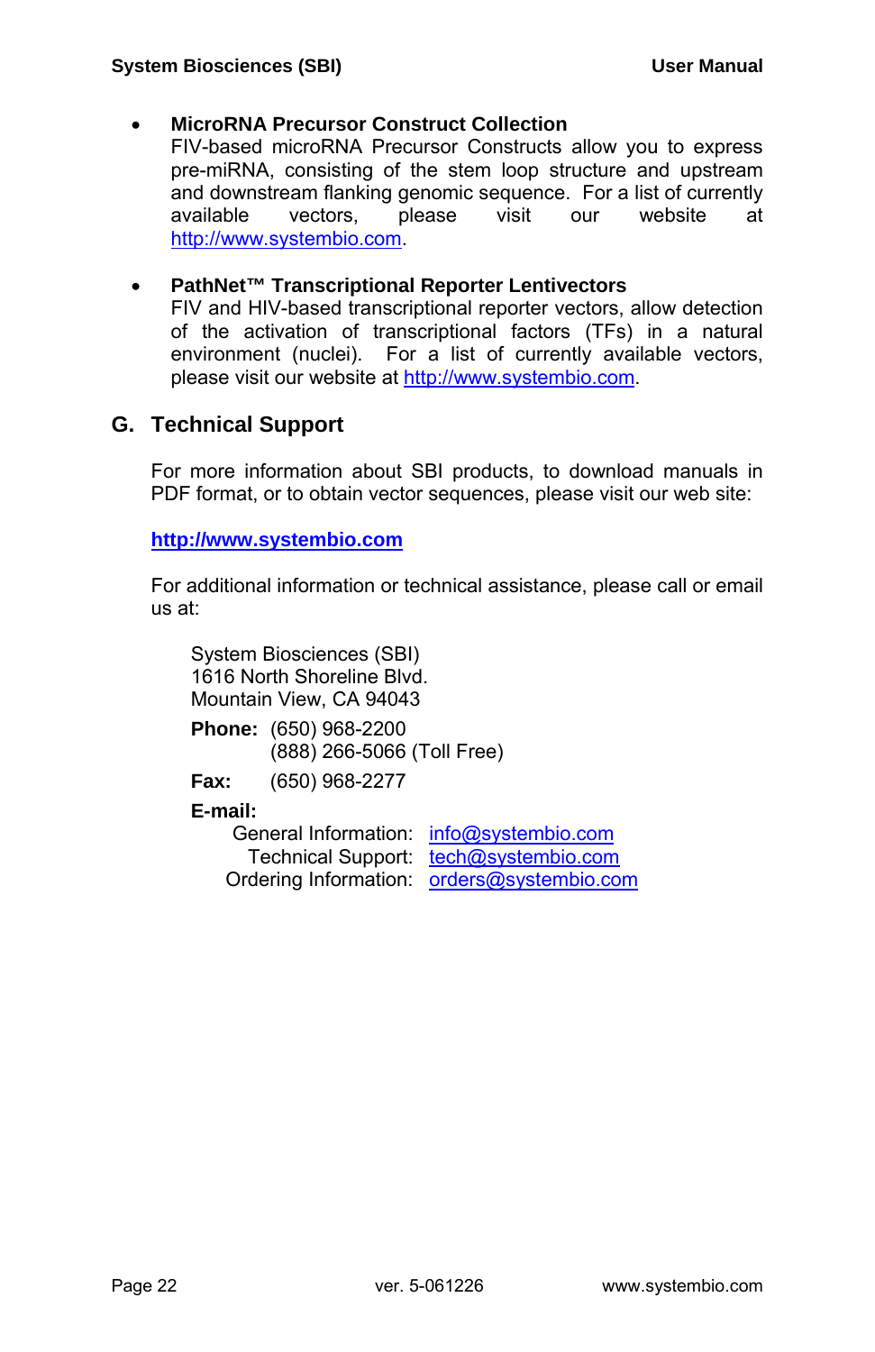- **MicroRNA Precursor Construct Collection**
  FIV-based microRNA Precursor Constructs allow you to express pre-miRNA, consisting of the stem loop structure and upstream and downstream flanking genomic sequence. For a list of currently available vectors, please visit our website at http://www.systembio.com.

- **PathNet™ Transcriptional Reporter Lentivectors**
  FIV and HIV-based transcriptional reporter vectors, allow detection of the activation of transcriptional factors (TFs) in a natural environment (nuclei). For a list of currently available vectors, please visit our website at http://www.systembio.com.

## G. Technical Support

For more information about SBI products, to download manuals in PDF format, or to obtain vector sequences, please visit our web site:

**http://www.systembio.com**

For additional information or technical assistance, please call or email us at:

System Biosciences (SBI)
1616 North Shoreline Blvd.
Mountain View, CA 94043

**Phone:** (650) 968-2200
(888) 266-5066 (Toll Free)

**Fax:** (650) 968-2277

**E-mail:**
General Information: info@systembio.com
Technical Support: tech@systembio.com
Ordering Information: orders@systembio.com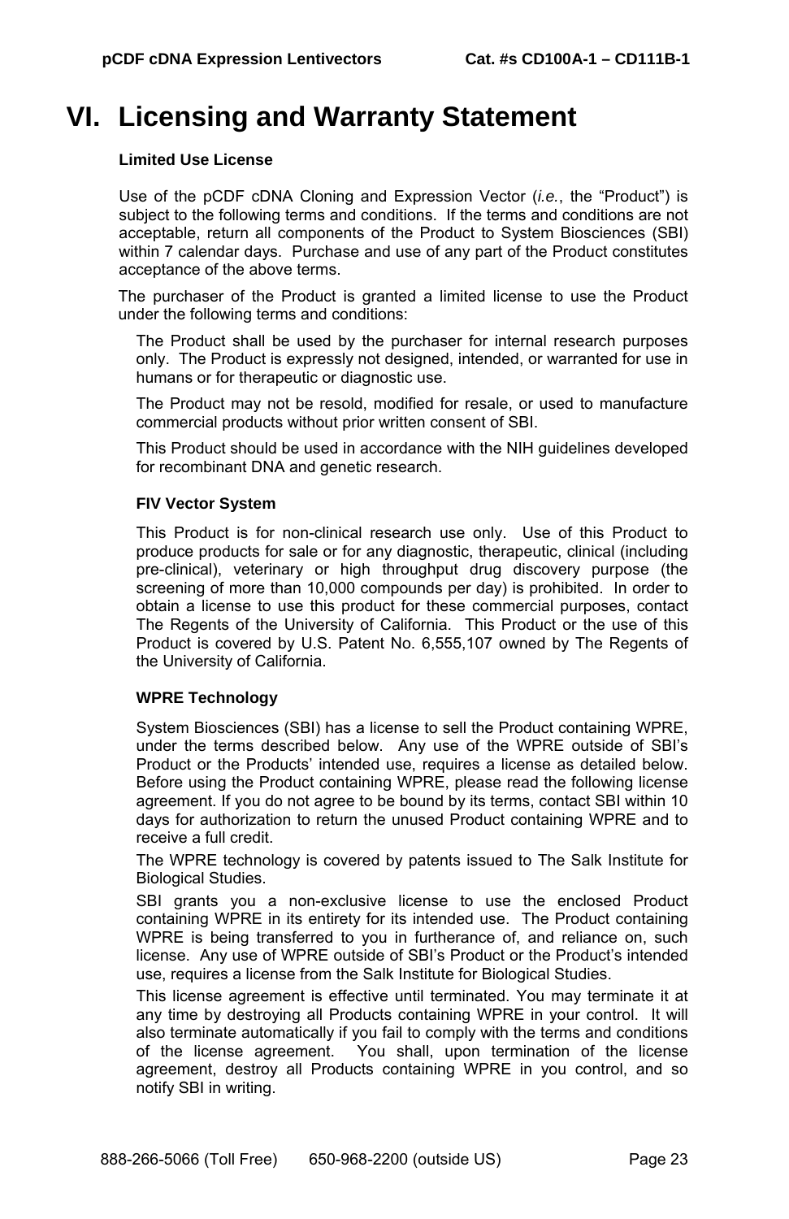# VI. Licensing and Warranty Statement

### Limited Use License

Use of the pCDF cDNA Cloning and Expression Vector (*i.e.*, the "Product") is subject to the following terms and conditions. If the terms and conditions are not acceptable, return all components of the Product to System Biosciences (SBI) within 7 calendar days. Purchase and use of any part of the Product constitutes acceptance of the above terms.

The purchaser of the Product is granted a limited license to use the Product under the following terms and conditions:

The Product shall be used by the purchaser for internal research purposes only. The Product is expressly not designed, intended, or warranted for use in humans or for therapeutic or diagnostic use.

The Product may not be resold, modified for resale, or used to manufacture commercial products without prior written consent of SBI.

This Product should be used in accordance with the NIH guidelines developed for recombinant DNA and genetic research.

### FIV Vector System

This Product is for non-clinical research use only. Use of this Product to produce products for sale or for any diagnostic, therapeutic, clinical (including pre-clinical), veterinary or high throughput drug discovery purpose (the screening of more than 10,000 compounds per day) is prohibited. In order to obtain a license to use this product for these commercial purposes, contact The Regents of the University of California. This Product or the use of this Product is covered by U.S. Patent No. 6,555,107 owned by The Regents of the University of California.

### WPRE Technology

System Biosciences (SBI) has a license to sell the Product containing WPRE, under the terms described below. Any use of the WPRE outside of SBI's Product or the Products' intended use, requires a license as detailed below. Before using the Product containing WPRE, please read the following license agreement. If you do not agree to be bound by its terms, contact SBI within 10 days for authorization to return the unused Product containing WPRE and to receive a full credit.

The WPRE technology is covered by patents issued to The Salk Institute for Biological Studies.

SBI grants you a non-exclusive license to use the enclosed Product containing WPRE in its entirety for its intended use. The Product containing WPRE is being transferred to you in furtherance of, and reliance on, such license. Any use of WPRE outside of SBI's Product or the Product's intended use, requires a license from the Salk Institute for Biological Studies.

This license agreement is effective until terminated. You may terminate it at any time by destroying all Products containing WPRE in your control. It will also terminate automatically if you fail to comply with the terms and conditions of the license agreement. You shall, upon termination of the license agreement, destroy all Products containing WPRE in you control, and so notify SBI in writing.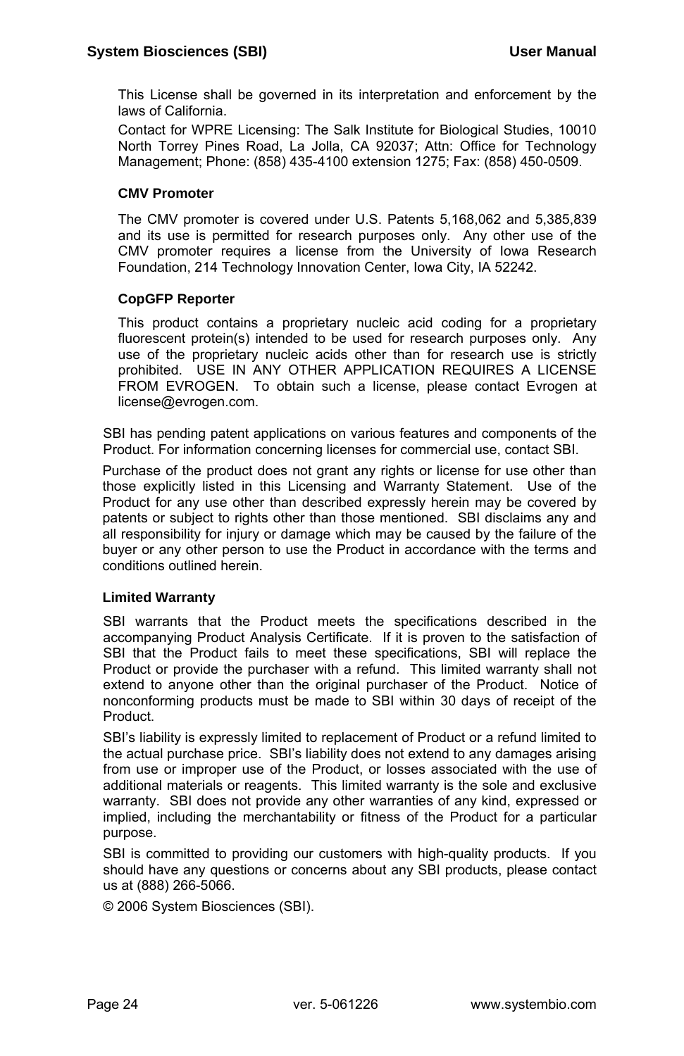This License shall be governed in its interpretation and enforcement by the laws of California.

Contact for WPRE Licensing: The Salk Institute for Biological Studies, 10010 North Torrey Pines Road, La Jolla, CA 92037; Attn: Office for Technology Management; Phone: (858) 435-4100 extension 1275; Fax: (858) 450-0509.

**CMV Promoter**

The CMV promoter is covered under U.S. Patents 5,168,062 and 5,385,839 and its use is permitted for research purposes only. Any other use of the CMV promoter requires a license from the University of Iowa Research Foundation, 214 Technology Innovation Center, Iowa City, IA 52242.

**CopGFP Reporter**

This product contains a proprietary nucleic acid coding for a proprietary fluorescent protein(s) intended to be used for research purposes only. Any use of the proprietary nucleic acids other than for research use is strictly prohibited. USE IN ANY OTHER APPLICATION REQUIRES A LICENSE FROM EVROGEN. To obtain such a license, please contact Evrogen at license@evrogen.com.

SBI has pending patent applications on various features and components of the Product. For information concerning licenses for commercial use, contact SBI.

Purchase of the product does not grant any rights or license for use other than those explicitly listed in this Licensing and Warranty Statement. Use of the Product for any use other than described expressly herein may be covered by patents or subject to rights other than those mentioned. SBI disclaims any and all responsibility for injury or damage which may be caused by the failure of the buyer or any other person to use the Product in accordance with the terms and conditions outlined herein.

**Limited Warranty**

SBI warrants that the Product meets the specifications described in the accompanying Product Analysis Certificate. If it is proven to the satisfaction of SBI that the Product fails to meet these specifications, SBI will replace the Product or provide the purchaser with a refund. This limited warranty shall not extend to anyone other than the original purchaser of the Product. Notice of nonconforming products must be made to SBI within 30 days of receipt of the Product.

SBI's liability is expressly limited to replacement of Product or a refund limited to the actual purchase price. SBI's liability does not extend to any damages arising from use or improper use of the Product, or losses associated with the use of additional materials or reagents. This limited warranty is the sole and exclusive warranty. SBI does not provide any other warranties of any kind, expressed or implied, including the merchantability or fitness of the Product for a particular purpose.

SBI is committed to providing our customers with high-quality products. If you should have any questions or concerns about any SBI products, please contact us at (888) 266-5066.

© 2006 System Biosciences (SBI).